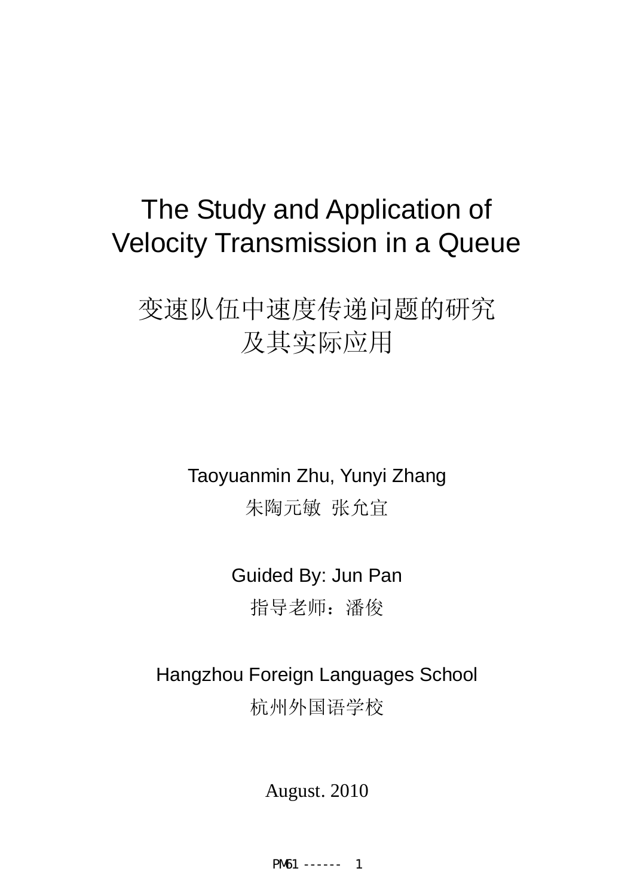# The Study and Application of Velocity Transmission in a Queue

# 变速队伍中速度传递问题的研究及其实际应用

Taoyuanmin Zhu, Yunyi Zhang

朱陶元敏 张允宜

Guided By: Jun Pan

指导老师：潘俊

Hangzhou Foreign Languages School

杭州外国语学校

August. 2010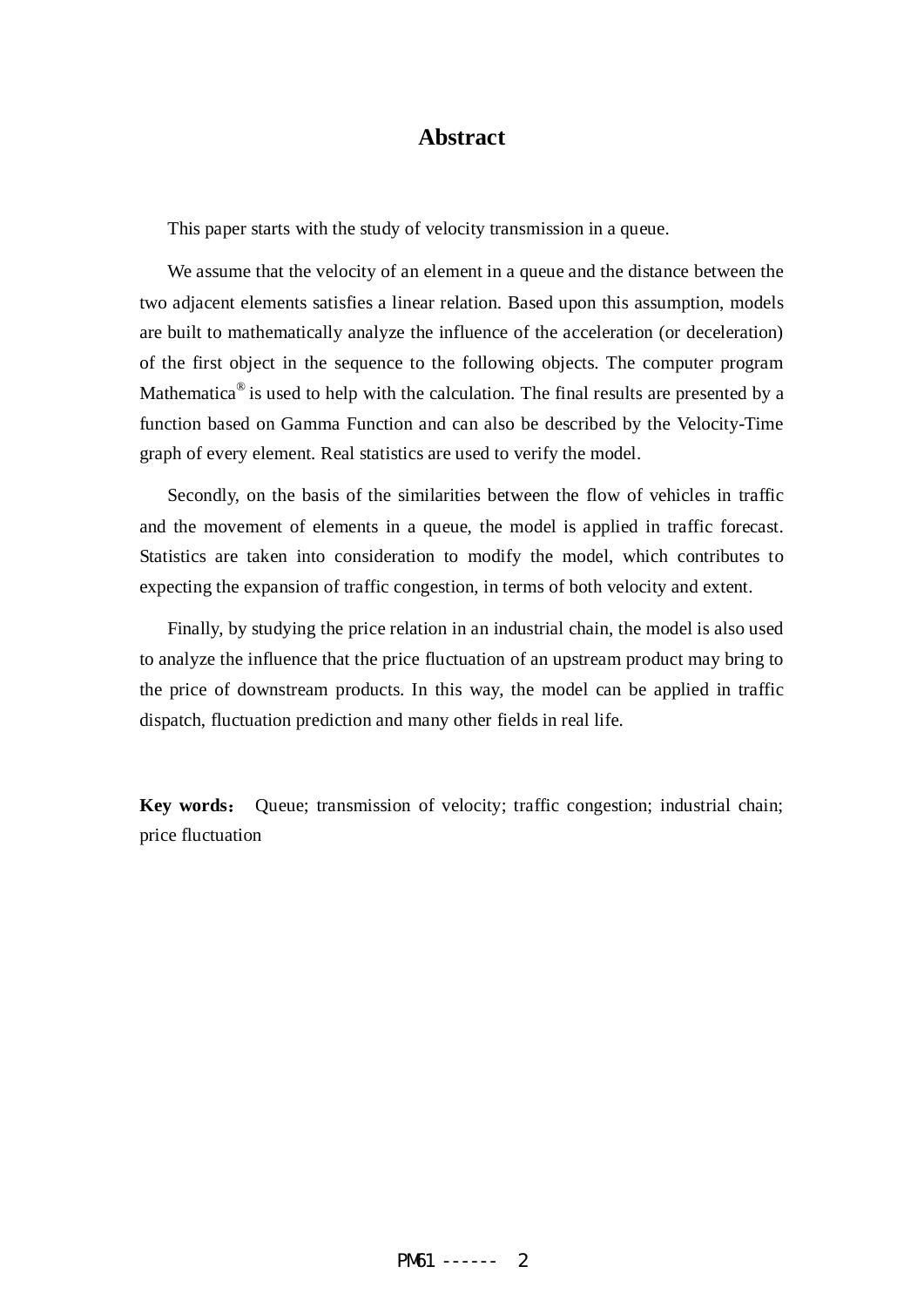# Abstract

This paper starts with the study of velocity transmission in a queue.

We assume that the velocity of an element in a queue and the distance between the two adjacent elements satisfies a linear relation. Based upon this assumption, models are built to mathematically analyze the influence of the acceleration (or deceleration) of the first object in the sequence to the following objects. The computer program Mathematica® is used to help with the calculation. The final results are presented by a function based on Gamma Function and can also be described by the Velocity-Time graph of every element. Real statistics are used to verify the model.

Secondly, on the basis of the similarities between the flow of vehicles in traffic and the movement of elements in a queue, the model is applied in traffic forecast. Statistics are taken into consideration to modify the model, which contributes to expecting the expansion of traffic congestion, in terms of both velocity and extent.

Finally, by studying the price relation in an industrial chain, the model is also used to analyze the influence that the price fluctuation of an upstream product may bring to the price of downstream products. In this way, the model can be applied in traffic dispatch, fluctuation prediction and many other fields in real life.

**Key words：** Queue; transmission of velocity; traffic congestion; industrial chain; price fluctuation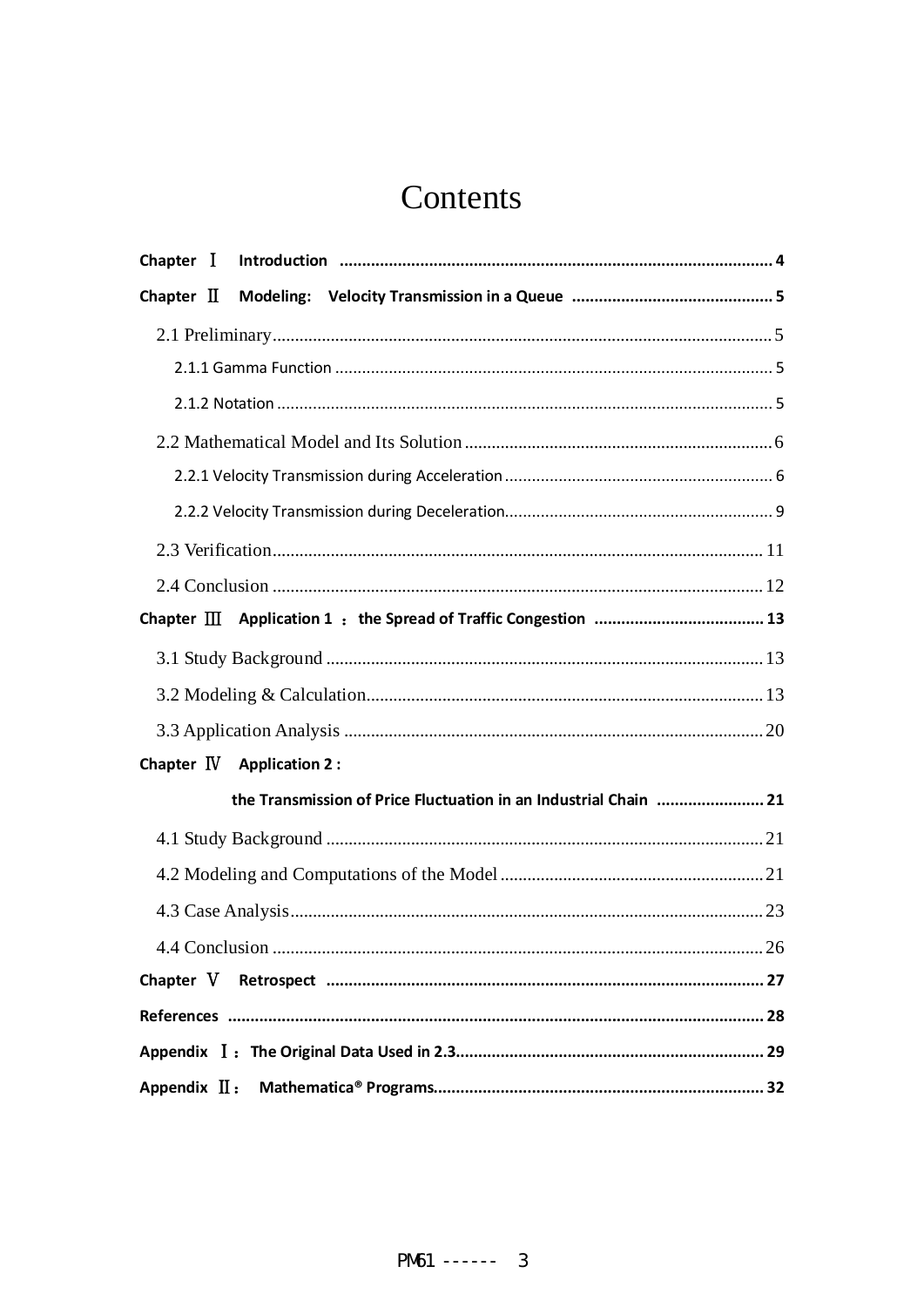# Contents

**Chapter Ⅰ Introduction** ........................................................................................ **4**

**Chapter Ⅱ Modeling: Velocity Transmission in a Queue** ............................................ **5**

- 2.1 Preliminary .......................................................................................... 5
  - 2.1.1 Gamma Function .......................................................................... 5
  - 2.1.2 Notation ....................................................................................... 5
- 2.2 Mathematical Model and Its Solution ........................................................ 6
  - 2.2.1 Velocity Transmission during Acceleration ............................................ 6
  - 2.2.2 Velocity Transmission during Deceleration ............................................ 9
- 2.3 Verification ........................................................................................ 11
- 2.4 Conclusion ......................................................................................... 12

**Chapter Ⅲ Application 1 ：the Spread of Traffic Congestion** ....................................... **13**

- 3.1 Study Background ................................................................................. 13
- 3.2 Modeling & Calculation ......................................................................... 13
- 3.3 Application Analysis ............................................................................. 20

**Chapter Ⅳ Application 2 :**

**the Transmission of Price Fluctuation in an Industrial Chain** ........................ **21**

- 4.1 Study Background ................................................................................. 21
- 4.2 Modeling and Computations of the Model .................................................. 21
- 4.3 Case Analysis ...................................................................................... 23
- 4.4 Conclusion ......................................................................................... 26

**Chapter Ⅴ Retrospect** .......................................................................................... **27**

**References** ........................................................................................................ **28**

**Appendix Ⅰ：The Original Data Used in 2.3** ............................................................. **29**

**Appendix Ⅱ： Mathematica® Programs** ................................................................... **32**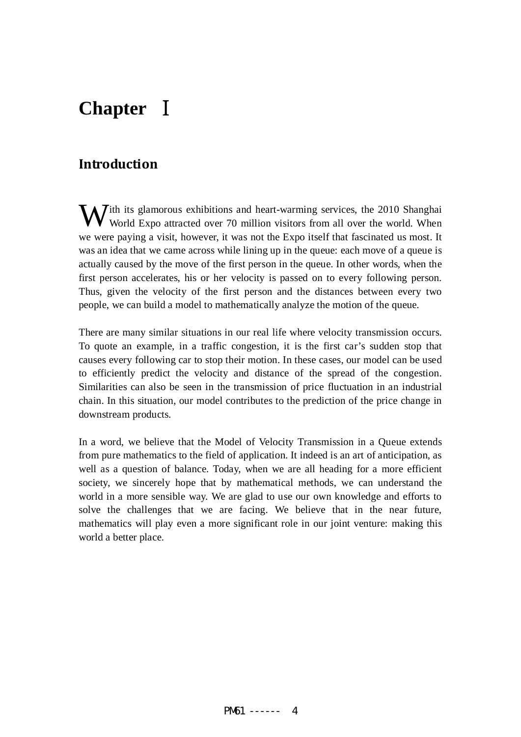# Chapter Ⅰ

## Introduction

With its glamorous exhibitions and heart-warming services, the 2010 Shanghai World Expo attracted over 70 million visitors from all over the world. When we were paying a visit, however, it was not the Expo itself that fascinated us most. It was an idea that we came across while lining up in the queue: each move of a queue is actually caused by the move of the first person in the queue. In other words, when the first person accelerates, his or her velocity is passed on to every following person. Thus, given the velocity of the first person and the distances between every two people, we can build a model to mathematically analyze the motion of the queue.

There are many similar situations in our real life where velocity transmission occurs. To quote an example, in a traffic congestion, it is the first car's sudden stop that causes every following car to stop their motion. In these cases, our model can be used to efficiently predict the velocity and distance of the spread of the congestion. Similarities can also be seen in the transmission of price fluctuation in an industrial chain. In this situation, our model contributes to the prediction of the price change in downstream products.

In a word, we believe that the Model of Velocity Transmission in a Queue extends from pure mathematics to the field of application. It indeed is an art of anticipation, as well as a question of balance. Today, when we are all heading for a more efficient society, we sincerely hope that by mathematical methods, we can understand the world in a more sensible way. We are glad to use our own knowledge and efforts to solve the challenges that we are facing. We believe that in the near future, mathematics will play even a more significant role in our joint venture: making this world a better place.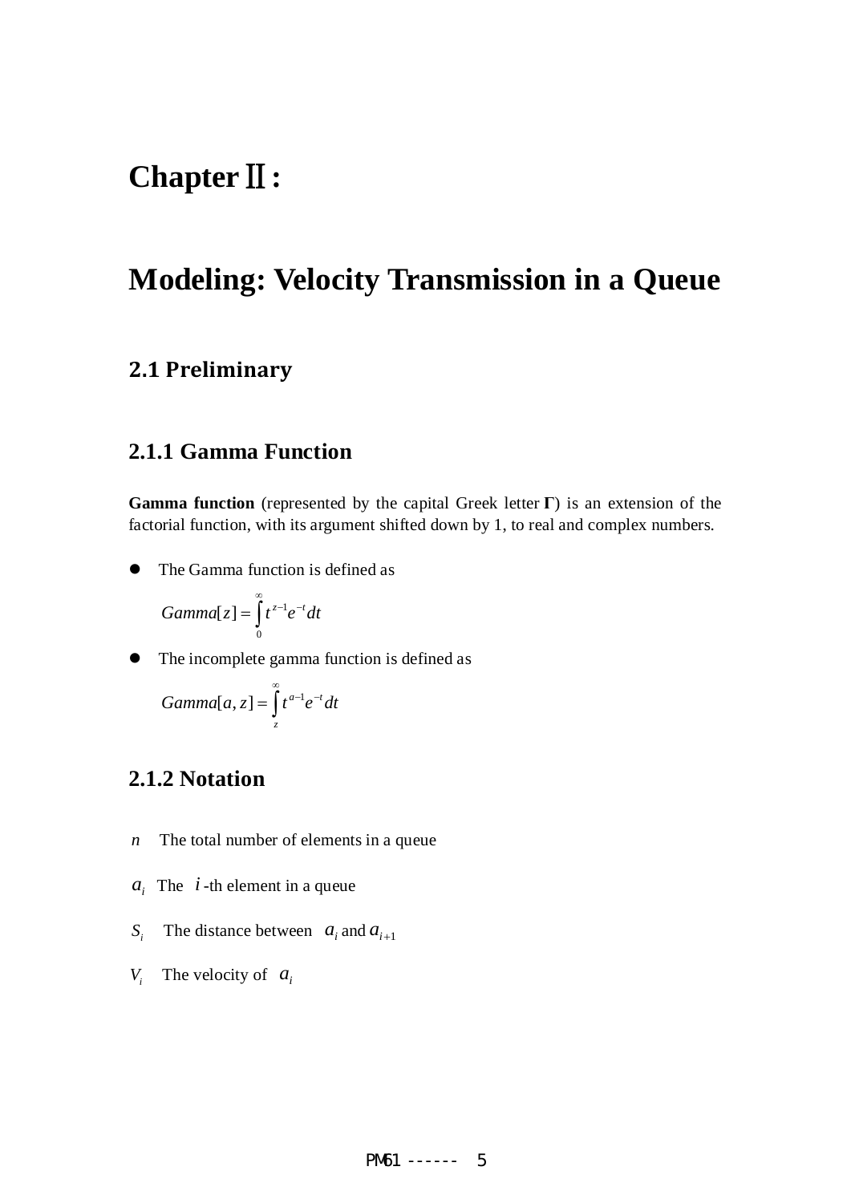# Chapter Ⅱ:

# Modeling: Velocity Transmission in a Queue

## 2.1 Preliminary

### 2.1.1 Gamma Function

**Gamma function** (represented by the capital Greek letter **Γ**) is an extension of the factorial function, with its argument shifted down by 1, to real and complex numbers.

- The Gamma function is defined as

  $$Gamma[z] = \int_0^\infty t^{z-1} e^{-t} dt$$

- The incomplete gamma function is defined as

  $$Gamma[a, z] = \int_z^\infty t^{a-1} e^{-t} dt$$

### 2.1.2 Notation

$n$ The total number of elements in a queue

$a_i$ The $i$-th element in a queue

$S_i$ The distance between $a_i$ and $a_{i+1}$

$V_i$ The velocity of $a_i$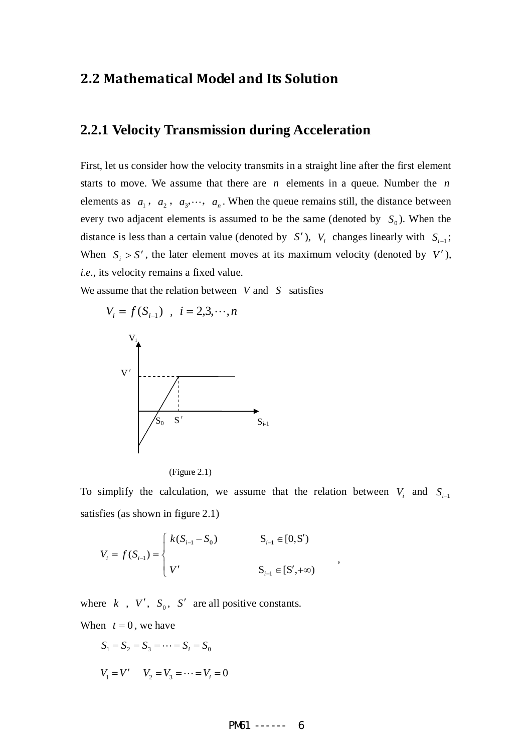## 2.2 Mathematical Model and Its Solution

### 2.2.1 Velocity Transmission during Acceleration

First, let us consider how the velocity transmits in a straight line after the first element starts to move. We assume that there are $n$ elements in a queue. Number the $n$ elements as $a_1$, $a_2$, $a_3, \cdots$, $a_n$. When the queue remains still, the distance between every two adjacent elements is assumed to be the same (denoted by $S_0$). When the distance is less than a certain value (denoted by $S'$), $V_i$ changes linearly with $S_{i-1}$; When $S_i > S'$, the later element moves at its maximum velocity (denoted by $V'$), *i.e.*, its velocity remains a fixed value.

We assume that the relation between $V$ and $S$ satisfies

$$V_i = f(S_{i-1}) \quad , \quad i = 2,3,\cdots,n$$

(Figure 2.1)

To simplify the calculation, we assume that the relation between $V_i$ and $S_{i-1}$ satisfies (as shown in figure 2.1)

$$V_i = f(S_{i-1}) = \begin{cases} k(S_{i-1} - S_0) & S_{i-1} \in [0, S') \\ V' & S_{i-1} \in [S', +\infty) \end{cases} ,$$

where $k$ , $V'$, $S_0$, $S'$ are all positive constants.

When $t = 0$, we have

$$S_1 = S_2 = S_3 = \cdots = S_i = S_0$$

$$V_1 = V' \quad V_2 = V_3 = \cdots = V_i = 0$$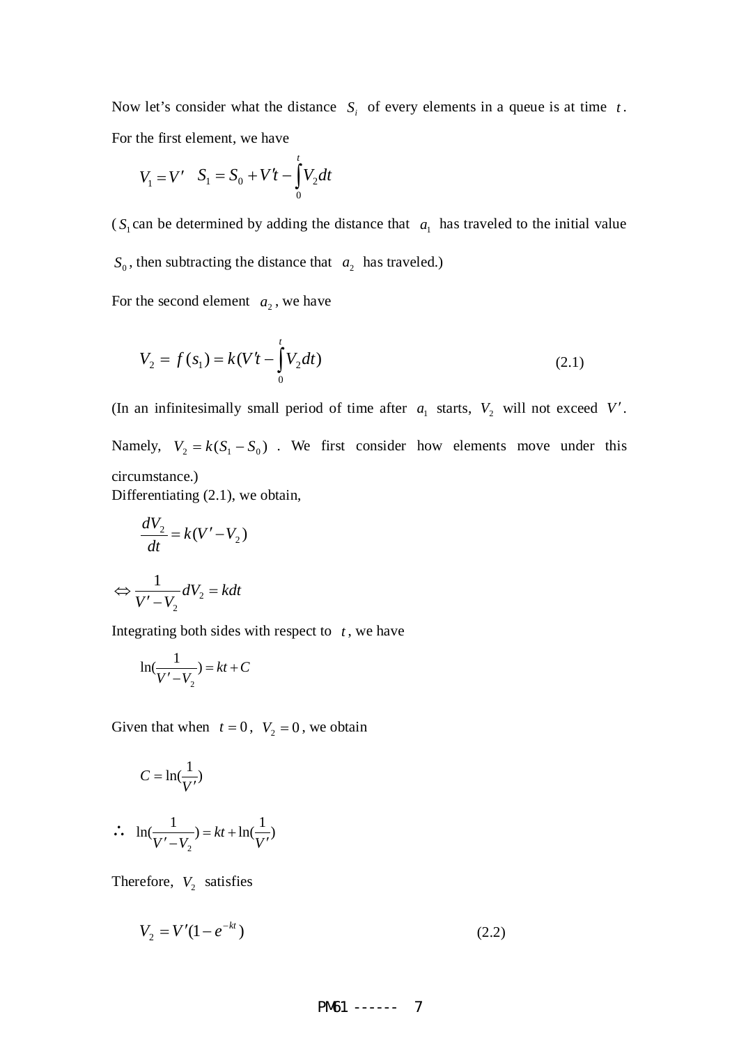Now let's consider what the distance $S_i$ of every elements in a queue is at time $t$. For the first element, we have

$$V_1 = V' \quad S_1 = S_0 + V't - \int_0^t V_2 dt$$

($S_1$ can be determined by adding the distance that $a_1$ has traveled to the initial value $S_0$, then subtracting the distance that $a_2$ has traveled.)

For the second element $a_2$, we have

$$V_2 = f(s_1) = k(V't - \int_0^t V_2 dt) \tag{2.1}$$

(In an infinitesimally small period of time after $a_1$ starts, $V_2$ will not exceed $V'$. Namely, $V_2 = k(S_1 - S_0)$. We first consider how elements move under this circumstance.)

Differentiating (2.1), we obtain,

$$\frac{dV_2}{dt} = k(V' - V_2)$$

$$\Leftrightarrow \frac{1}{V' - V_2} dV_2 = kdt$$

Integrating both sides with respect to $t$, we have

$$\ln(\frac{1}{V' - V_2}) = kt + C$$

Given that when $t = 0$, $V_2 = 0$, we obtain

$$C = \ln(\frac{1}{V'})$$

$$\therefore \ln(\frac{1}{V' - V_2}) = kt + \ln(\frac{1}{V'})$$

Therefore, $V_2$ satisfies

$$V_2 = V'(1 - e^{-kt}) \tag{2.2}$$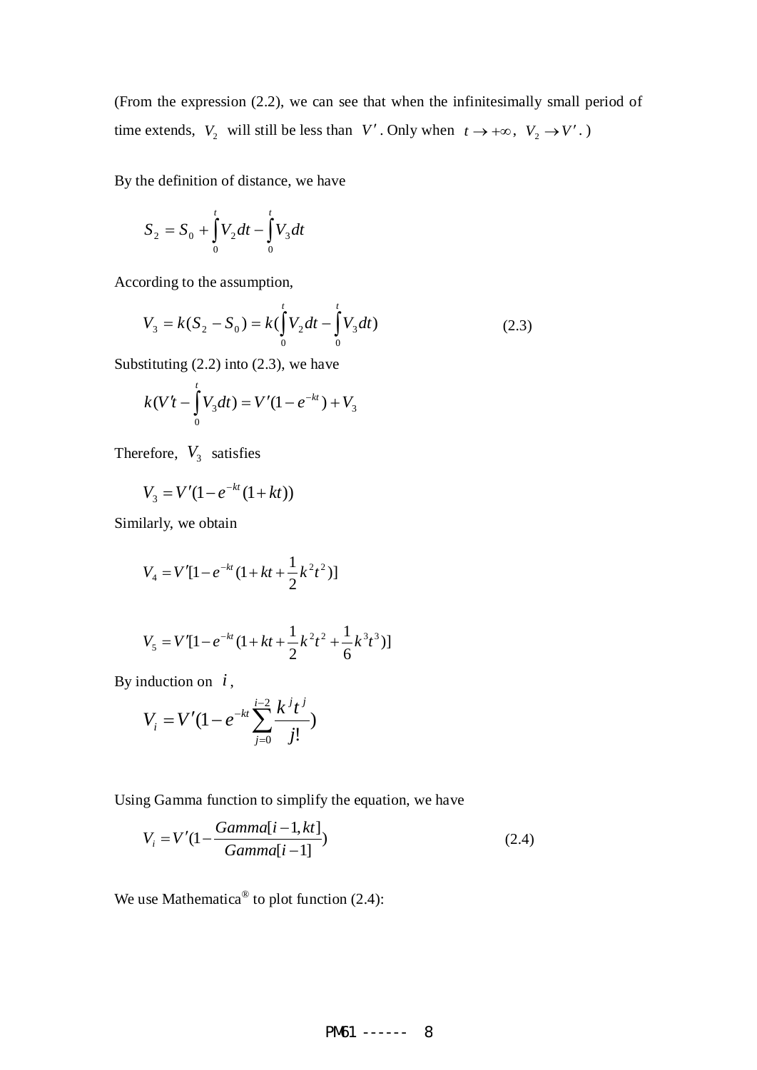(From the expression (2.2), we can see that when the infinitesimally small period of time extends, $V_2$ will still be less than $V'$. Only when $t \to +\infty$, $V_2 \to V'$.)

By the definition of distance, we have

$$S_2 = S_0 + \int_0^t V_2 dt - \int_0^t V_3 dt$$

According to the assumption,

$$V_3 = k(S_2 - S_0) = k(\int_0^t V_2 dt - \int_0^t V_3 dt) \qquad (2.3)$$

Substituting (2.2) into (2.3), we have

$$k(V't - \int_0^t V_3 dt) = V'(1 - e^{-kt}) + V_3$$

Therefore, $V_3$ satisfies

$$V_3 = V'(1 - e^{-kt}(1 + kt))$$

Similarly, we obtain

$$V_4 = V'[1 - e^{-kt}(1 + kt + \frac{1}{2}k^2t^2)]$$

$$V_5 = V'[1 - e^{-kt}(1 + kt + \frac{1}{2}k^2t^2 + \frac{1}{6}k^3t^3)]$$

By induction on $i$,

$$V_i = V'(1 - e^{-kt}\sum_{j=0}^{i-2}\frac{k^j t^j}{j!})$$

Using Gamma function to simplify the equation, we have

$$V_i = V'(1 - \frac{Gamma[i-1, kt]}{Gamma[i-1]}) \qquad (2.4)$$

We use Mathematica® to plot function (2.4):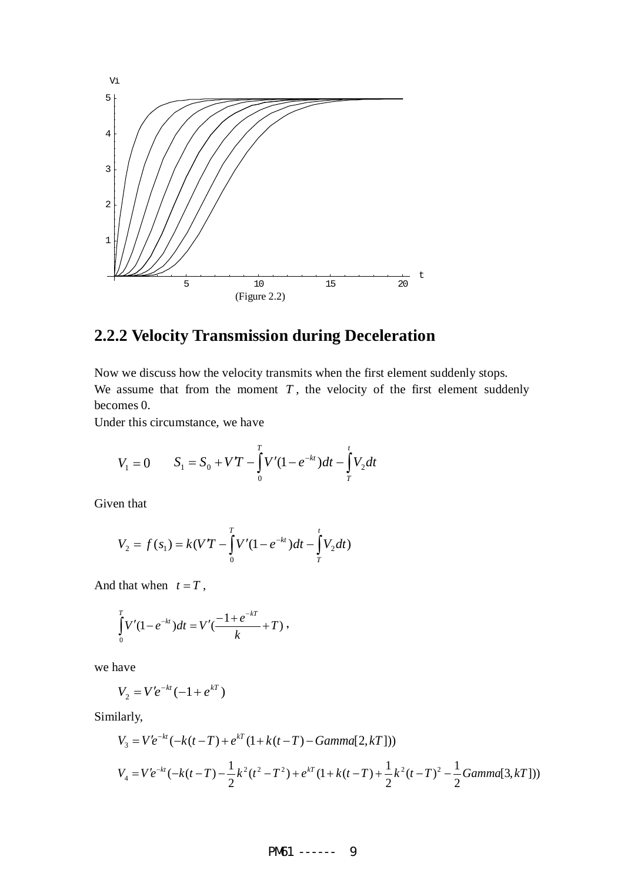(Figure 2.2)

## 2.2.2 Velocity Transmission during Deceleration

Now we discuss how the velocity transmits when the first element suddenly stops.
We assume that from the moment $T$, the velocity of the first element suddenly becomes 0.
Under this circumstance, we have

$$V_1 = 0 \qquad S_1 = S_0 + V'T - \int_0^T V'(1-e^{-kt})dt - \int_T^t V_2 dt$$

Given that

$$V_2 = f(s_1) = k(V'T - \int_0^T V'(1-e^{-kt})dt - \int_T^t V_2 dt)$$

And that when $t = T$,

$$\int_0^T V'(1-e^{-kt})dt = V'(\frac{-1+e^{-kT}}{k} + T),$$

we have

$$V_2 = V'e^{-kt}(-1+e^{kT})$$

Similarly,

$$V_3 = V'e^{-kt}(-k(t-T) + e^{kT}(1+k(t-T) - Gamma[2,kT]))$$

$$V_4 = V'e^{-kt}(-k(t-T) - \frac{1}{2}k^2(t^2 - T^2) + e^{kT}(1+k(t-T) + \frac{1}{2}k^2(t-T)^2 - \frac{1}{2}Gamma[3,kT]))$$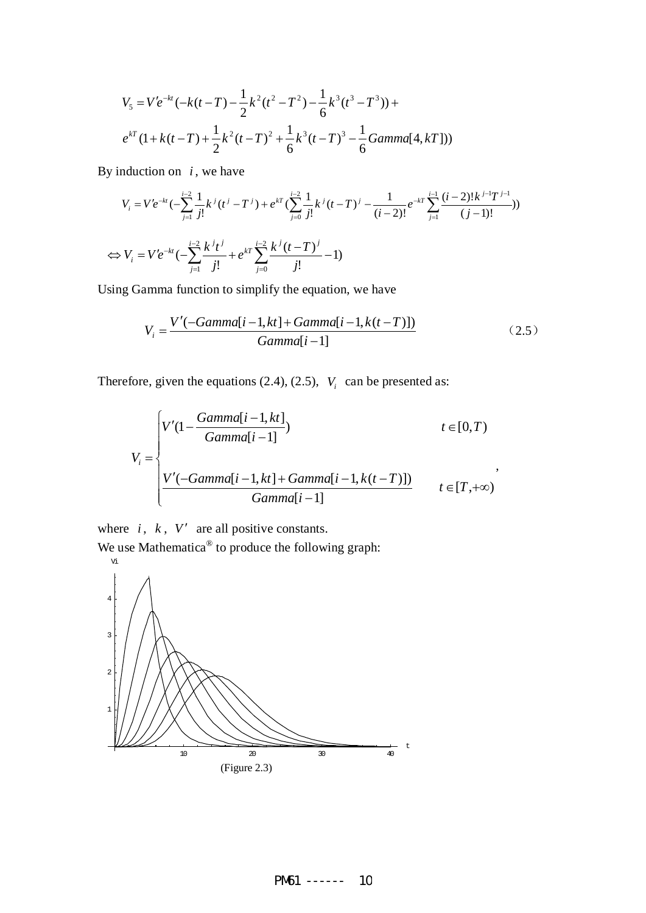$$V_5 = V'e^{-kt}(-k(t-T) - \frac{1}{2}k^2(t^2 - T^2) - \frac{1}{6}k^3(t^3 - T^3)) +$$
$$e^{kT}(1 + k(t-T) + \frac{1}{2}k^2(t-T)^2 + \frac{1}{6}k^3(t-T)^3 - \frac{1}{6}Gamma[4, kT]))$$

By induction on $i$, we have

$$V_i = V'e^{-kt}(-\sum_{j=1}^{i-2}\frac{1}{j!}k^j(t^j - T^j) + e^{kT}(\sum_{j=0}^{i-2}\frac{1}{j!}k^j(t-T)^j - \frac{1}{(i-2)!}e^{-kT}\sum_{j=1}^{i-1}\frac{(i-2)!k^{j-1}T^{j-1}}{(j-1)!}))$$

$$\Leftrightarrow V_i = V'e^{-kt}(-\sum_{j=1}^{i-2}\frac{k^j t^j}{j!} + e^{kT}\sum_{j=0}^{i-2}\frac{k^j(t-T)^j}{j!} - 1)$$

Using Gamma function to simplify the equation, we have

$$V_i = \frac{V'(-Gamma[i-1, kt] + Gamma[i-1, k(t-T)])}{Gamma[i-1]} \qquad (2.5)$$

Therefore, given the equations (2.4), (2.5), $V_i$ can be presented as:

$$V_i = \begin{cases} V'(1 - \dfrac{Gamma[i-1, kt]}{Gamma[i-1]}) & t \in [0, T) \\ \\ \dfrac{V'(-Gamma[i-1, kt] + Gamma[i-1, k(t-T)])}{Gamma[i-1]} & t \in [T, +\infty) \end{cases},$$

where $i$, $k$, $V'$ are all positive constants.

We use Mathematica® to produce the following graph:

(Figure 2.3)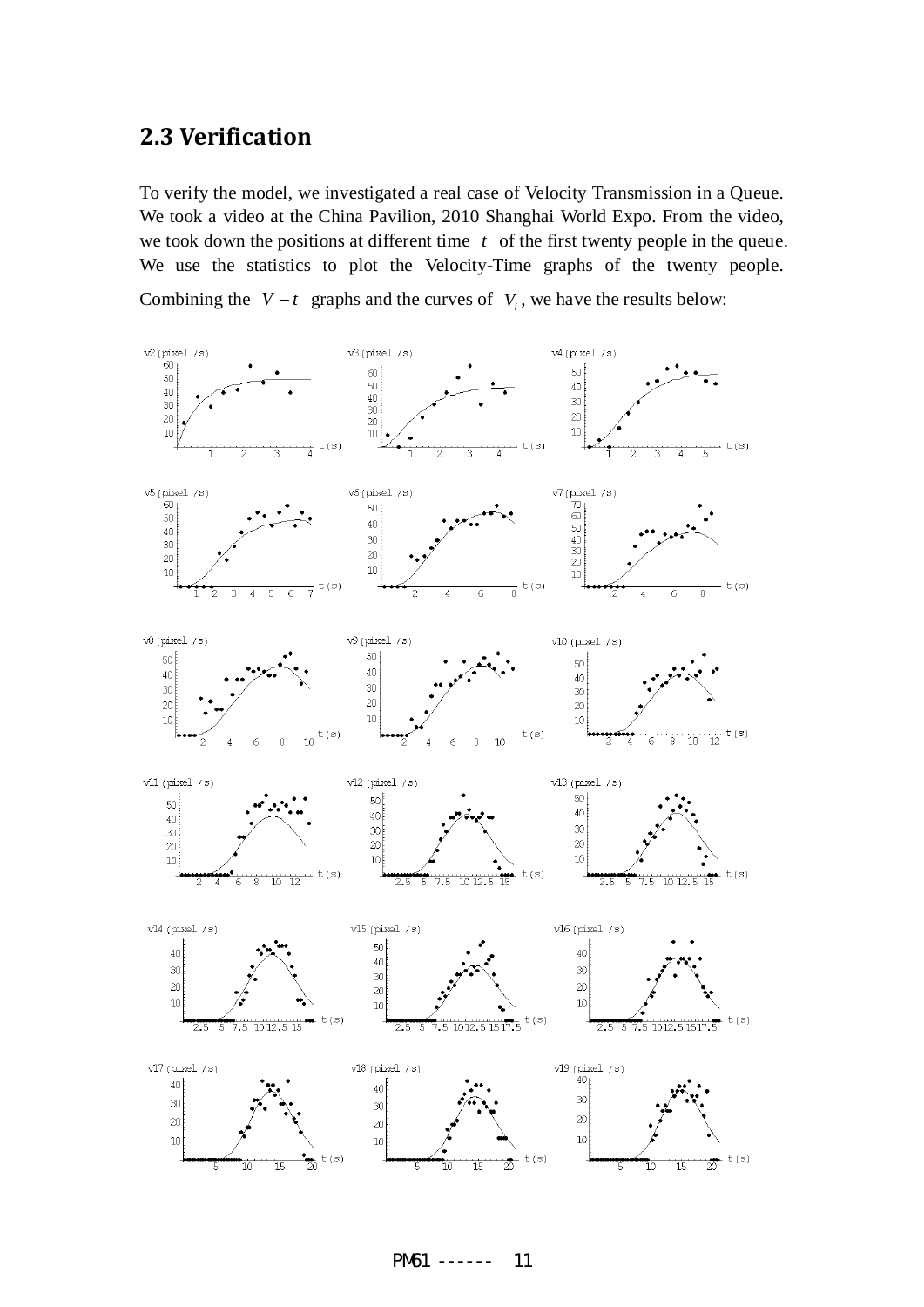## 2.3 Verification

To verify the model, we investigated a real case of Velocity Transmission in a Queue. We took a video at the China Pavilion, 2010 Shanghai World Expo. From the video, we took down the positions at different time $t$ of the first twenty people in the queue. We use the statistics to plot the Velocity-Time graphs of the twenty people. Combining the $V-t$ graphs and the curves of $V_i$, we have the results below: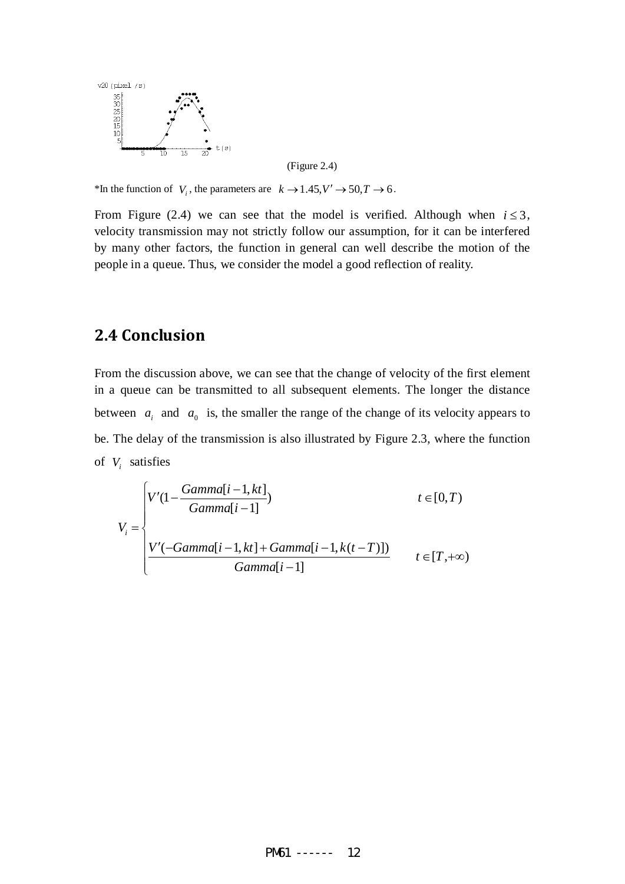(Figure 2.4)

*In the function of $V_i$, the parameters are $k \to 1.45, V' \to 50, T \to 6$.

From Figure (2.4) we can see that the model is verified. Although when $i \leq 3$, velocity transmission may not strictly follow our assumption, for it can be interfered by many other factors, the function in general can well describe the motion of the people in a queue. Thus, we consider the model a good reflection of reality.

## 2.4 Conclusion

From the discussion above, we can see that the change of velocity of the first element in a queue can be transmitted to all subsequent elements. The longer the distance between $a_i$ and $a_0$ is, the smaller the range of the change of its velocity appears to be. The delay of the transmission is also illustrated by Figure 2.3, where the function of $V_i$ satisfies

$$V_i = \begin{cases} V'\left(1 - \dfrac{Gamma[i-1, kt]}{Gamma[i-1]}\right) & t \in [0, T) \\ \dfrac{V'(-Gamma[i-1, kt] + Gamma[i-1, k(t-T)])}{Gamma[i-1]} & t \in [T, +\infty) \end{cases}$$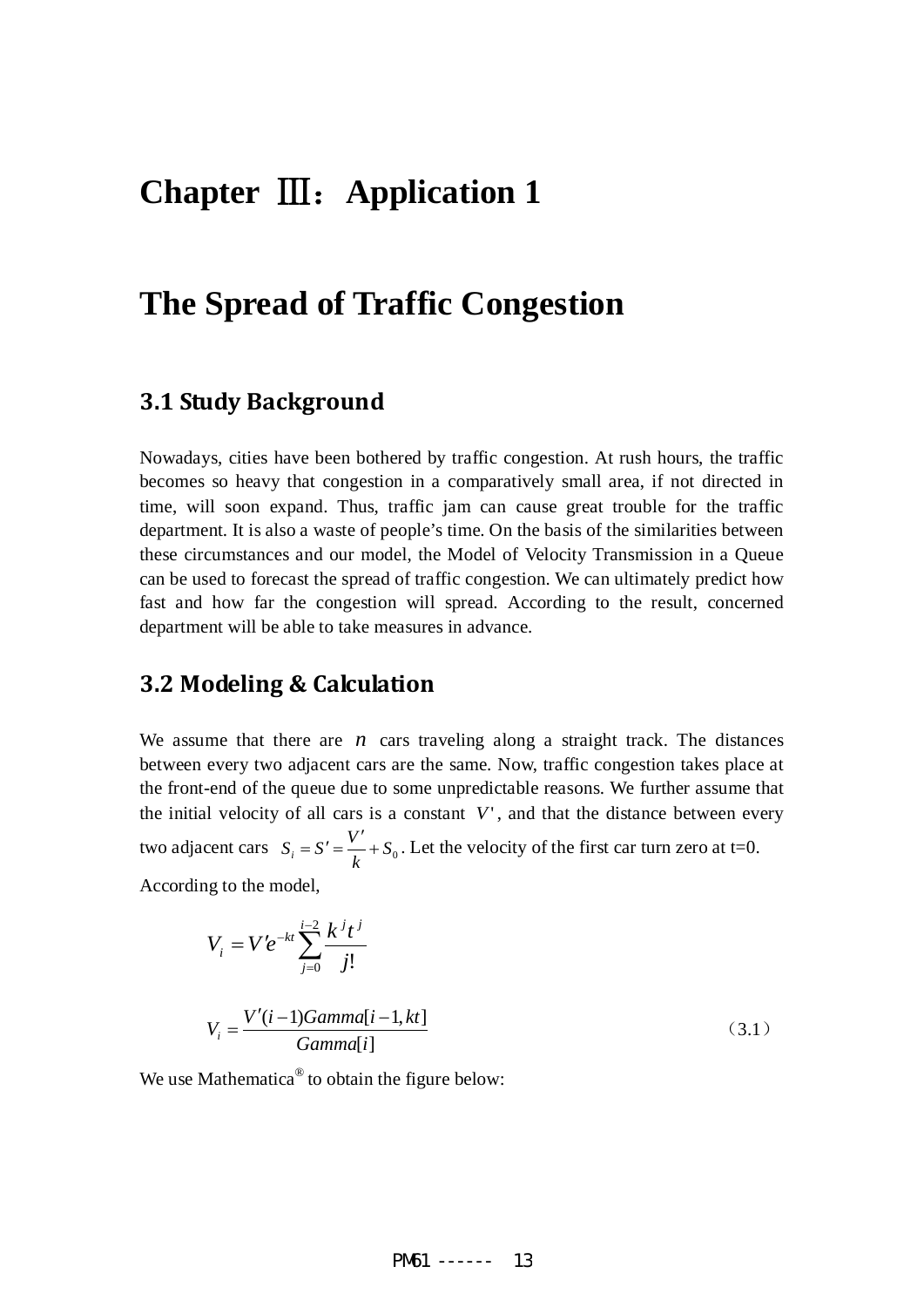# Chapter Ⅲ：Application 1

# The Spread of Traffic Congestion

## 3.1 Study Background

Nowadays, cities have been bothered by traffic congestion. At rush hours, the traffic becomes so heavy that congestion in a comparatively small area, if not directed in time, will soon expand. Thus, traffic jam can cause great trouble for the traffic department. It is also a waste of people's time. On the basis of the similarities between these circumstances and our model, the Model of Velocity Transmission in a Queue can be used to forecast the spread of traffic congestion. We can ultimately predict how fast and how far the congestion will spread. According to the result, concerned department will be able to take measures in advance.

## 3.2 Modeling & Calculation

We assume that there are $n$ cars traveling along a straight track. The distances between every two adjacent cars are the same. Now, traffic congestion takes place at the front-end of the queue due to some unpredictable reasons. We further assume that the initial velocity of all cars is a constant $V'$, and that the distance between every two adjacent cars $S_i = S' = \frac{V'}{k} + S_0$. Let the velocity of the first car turn zero at t=0.

According to the model,

$$V_i = V' e^{-kt} \sum_{j=0}^{i-2} \frac{k^j t^j}{j!}$$

$$V_i = \frac{V'(i-1)Gamma[i-1, kt]}{Gamma[i]} \tag{3.1}$$

We use Mathematica® to obtain the figure below: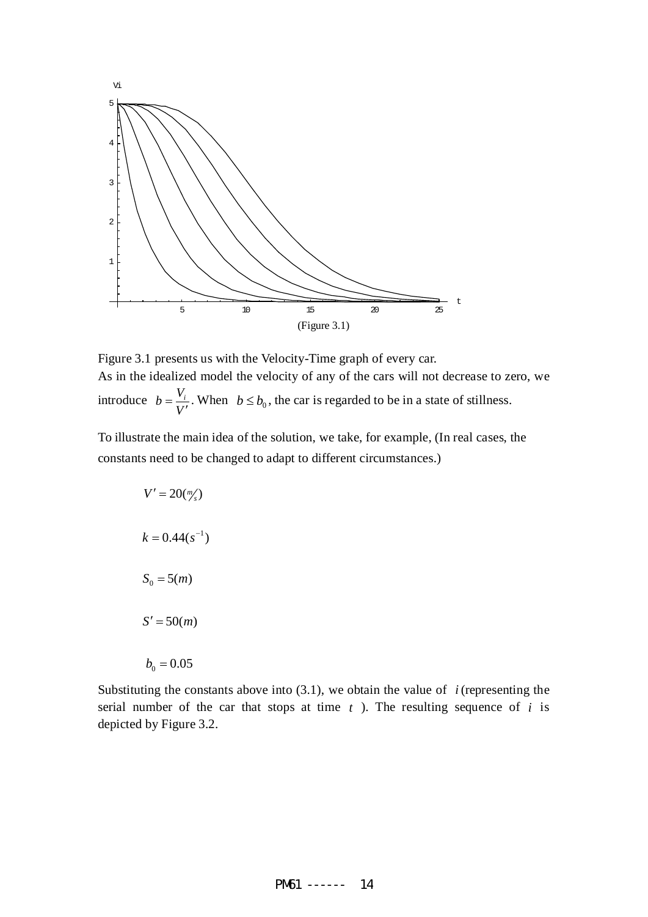(Figure 3.1)

Figure 3.1 presents us with the Velocity-Time graph of every car.

As in the idealized model the velocity of any of the cars will not decrease to zero, we introduce $b = \frac{V_i}{V'}$. When $b \le b_0$, the car is regarded to be in a state of stillness.

To illustrate the main idea of the solution, we take, for example, (In real cases, the constants need to be changed to adapt to different circumstances.)

$$V' = 20(m/s)$$

$$k = 0.44(s^{-1})$$

$$S_0 = 5(m)$$

$$S' = 50(m)$$

$$b_0 = 0.05$$

Substituting the constants above into (3.1), we obtain the value of $i$ (representing the serial number of the car that stops at time $t$ ). The resulting sequence of $i$ is depicted by Figure 3.2.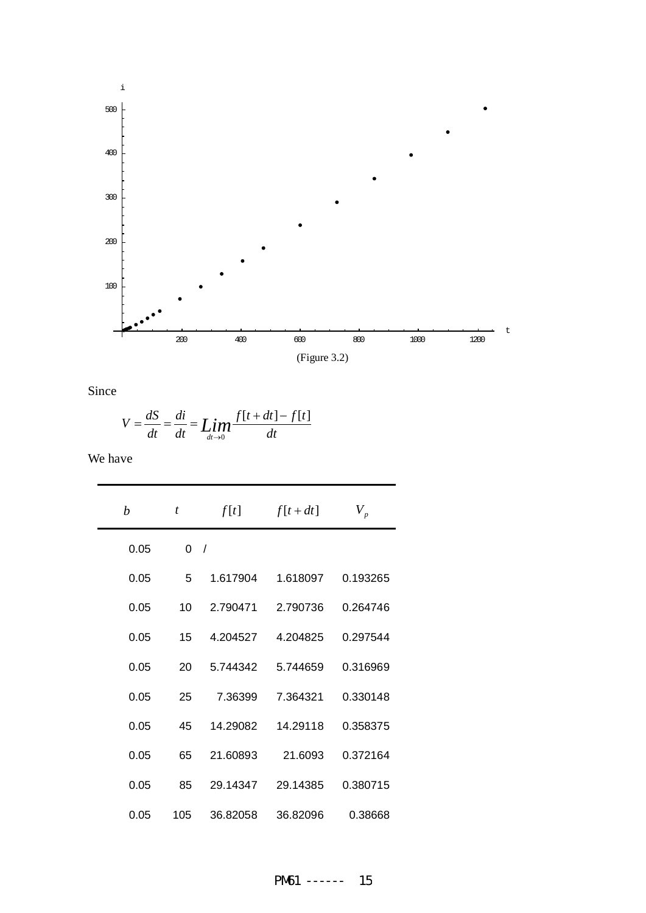(Figure 3.2)

Since

$$V = \frac{dS}{dt} = \frac{di}{dt} = \lim_{dt \to 0} \frac{f[t+dt] - f[t]}{dt}$$

We have

| $b$ | $t$ | $f[t]$ | $f[t+dt]$ | $V_p$ |
|---|---|---|---|---|
| 0.05 | 0 | / | | |
| 0.05 | 5 | 1.617904 | 1.618097 | 0.193265 |
| 0.05 | 10 | 2.790471 | 2.790736 | 0.264746 |
| 0.05 | 15 | 4.204527 | 4.204825 | 0.297544 |
| 0.05 | 20 | 5.744342 | 5.744659 | 0.316969 |
| 0.05 | 25 | 7.36399 | 7.364321 | 0.330148 |
| 0.05 | 45 | 14.29082 | 14.29118 | 0.358375 |
| 0.05 | 65 | 21.60893 | 21.6093 | 0.372164 |
| 0.05 | 85 | 29.14347 | 29.14385 | 0.380715 |
| 0.05 | 105 | 36.82058 | 36.82096 | 0.38668 |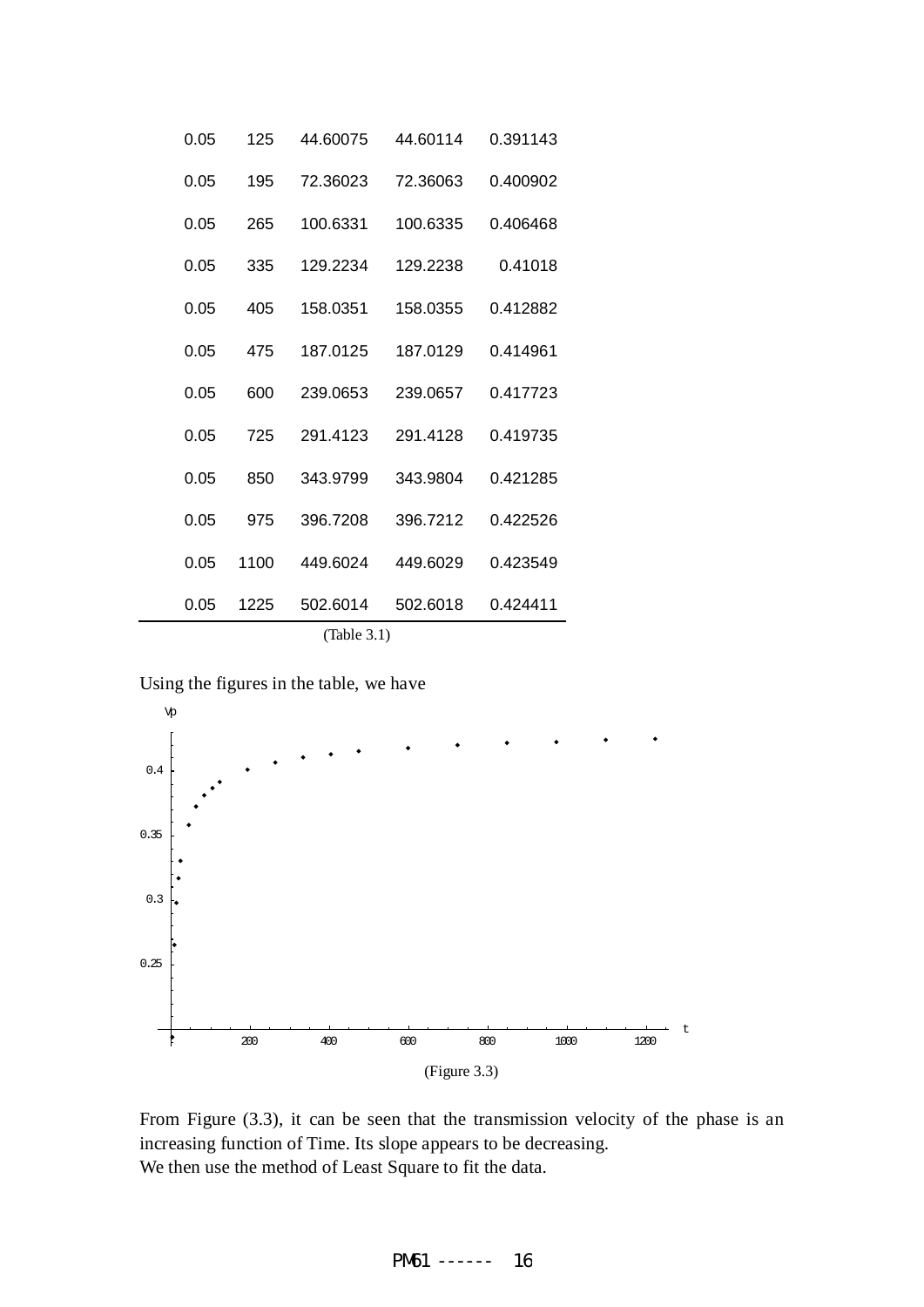| | | | | |
|---|---|---|---|---|
| 0.05 | 125 | 44.60075 | 44.60114 | 0.391143 |
| 0.05 | 195 | 72.36023 | 72.36063 | 0.400902 |
| 0.05 | 265 | 100.6331 | 100.6335 | 0.406468 |
| 0.05 | 335 | 129.2234 | 129.2238 | 0.41018 |
| 0.05 | 405 | 158.0351 | 158.0355 | 0.412882 |
| 0.05 | 475 | 187.0125 | 187.0129 | 0.414961 |
| 0.05 | 600 | 239.0653 | 239.0657 | 0.417723 |
| 0.05 | 725 | 291.4123 | 291.4128 | 0.419735 |
| 0.05 | 850 | 343.9799 | 343.9804 | 0.421285 |
| 0.05 | 975 | 396.7208 | 396.7212 | 0.422526 |
| 0.05 | 1100 | 449.6024 | 449.6029 | 0.423549 |
| 0.05 | 1225 | 502.6014 | 502.6018 | 0.424411 |

(Table 3.1)

Using the figures in the table, we have

(Figure 3.3)

From Figure (3.3), it can be seen that the transmission velocity of the phase is an increasing function of Time. Its slope appears to be decreasing.
We then use the method of Least Square to fit the data.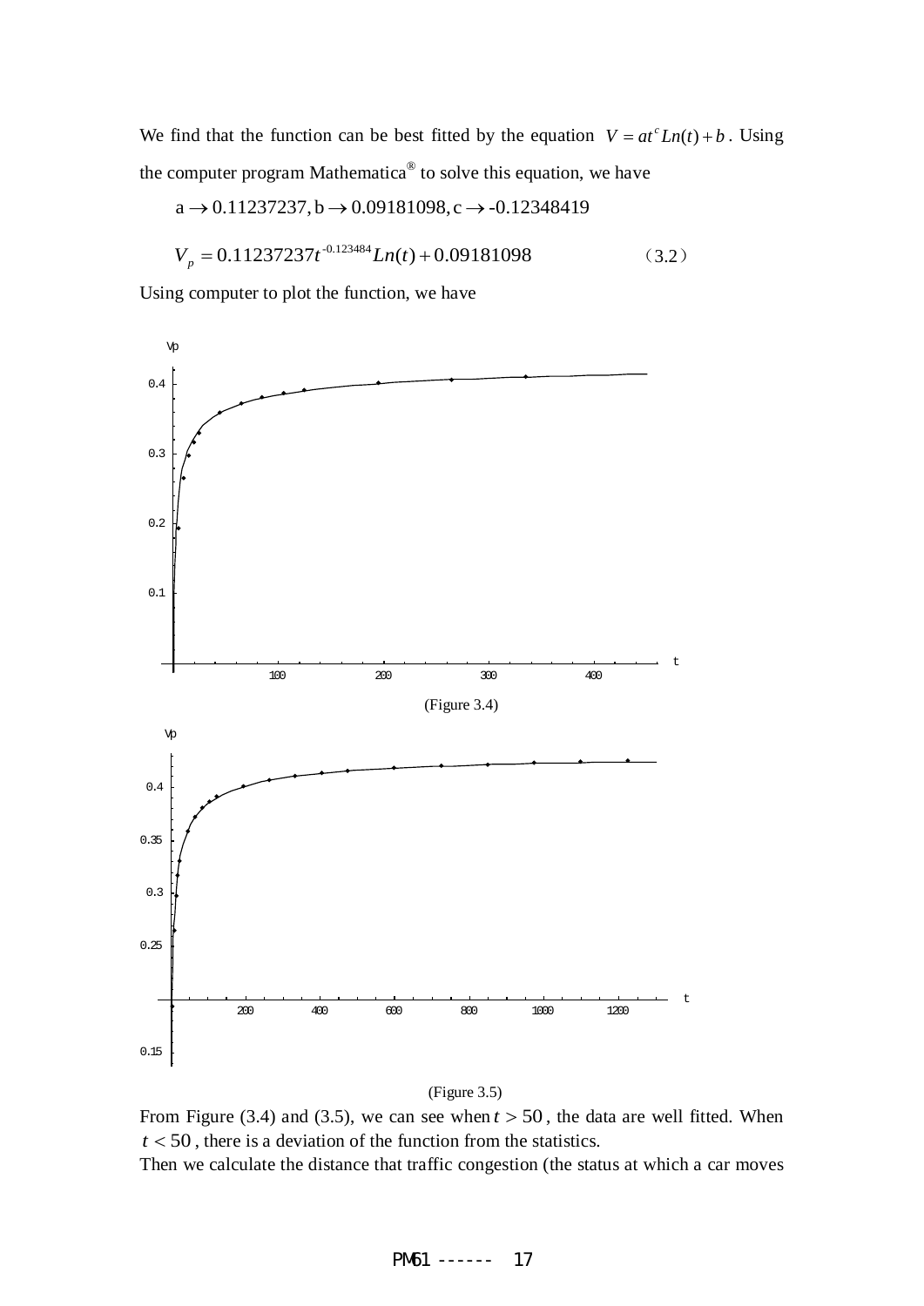We find that the function can be best fitted by the equation $V = at^c Ln(t) + b$. Using the computer program Mathematica® to solve this equation, we have

$$a \to 0.11237237, b \to 0.09181098, c \to -0.12348419$$

$$V_p = 0.11237237 t^{-0.123484} Ln(t) + 0.09181098 \qquad (3.2)$$

Using computer to plot the function, we have

(Figure 3.4)

(Figure 3.5)

From Figure (3.4) and (3.5), we can see when $t > 50$, the data are well fitted. When $t < 50$, there is a deviation of the function from the statistics.

Then we calculate the distance that traffic congestion (the status at which a car moves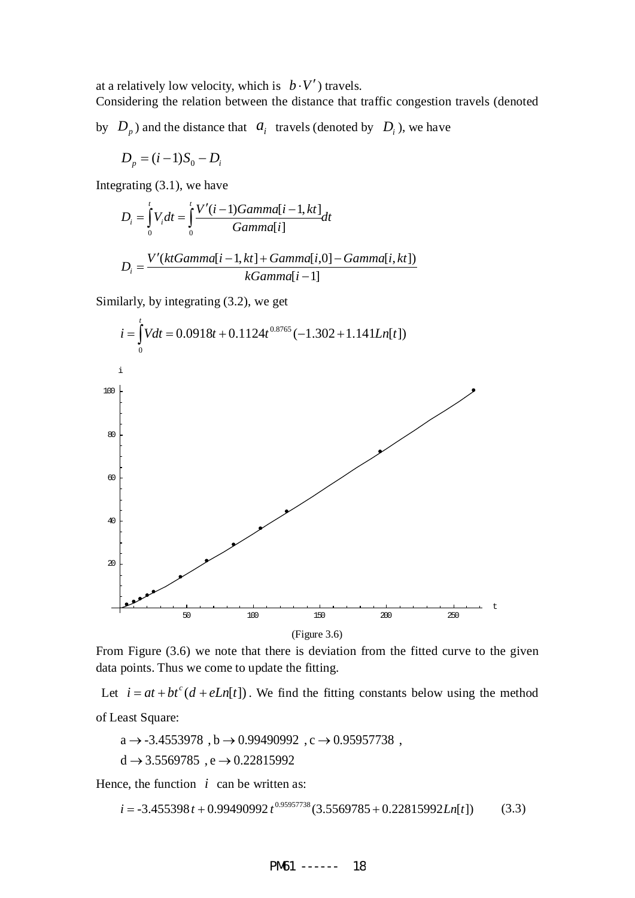at a relatively low velocity, which is $b \cdot V'$) travels.

Considering the relation between the distance that traffic congestion travels (denoted by $D_p$) and the distance that $a_i$ travels (denoted by $D_i$), we have

$$D_p = (i-1)S_0 - D_i$$

Integrating (3.1), we have

$$D_i = \int_0^t V_i dt = \int_0^t \frac{V'(i-1)Gamma[i-1,kt]}{Gamma[i]} dt$$

$$D_i = \frac{V'(ktGamma[i-1,kt] + Gamma[i,0] - Gamma[i,kt])}{kGamma[i-1]}$$

Similarly, by integrating (3.2), we get

$$i = \int_0^t V dt = 0.0918t + 0.1124t^{0.8765}(-1.302 + 1.141Ln[t])$$

(Figure 3.6)

From Figure (3.6) we note that there is deviation from the fitted curve to the given data points. Thus we come to update the fitting.

Let $i = at + bt^c(d + eLn[t])$. We find the fitting constants below using the method of Least Square:

$a \to -3.4553978$ , $b \to 0.99490992$ , $c \to 0.95957738$ ,

$d \to 3.5569785$ , $e \to 0.22815992$

Hence, the function $i$ can be written as:

$$i = -3.455398t + 0.99490992\,t^{0.95957738}(3.5569785 + 0.22815992Ln[t]) \qquad (3.3)$$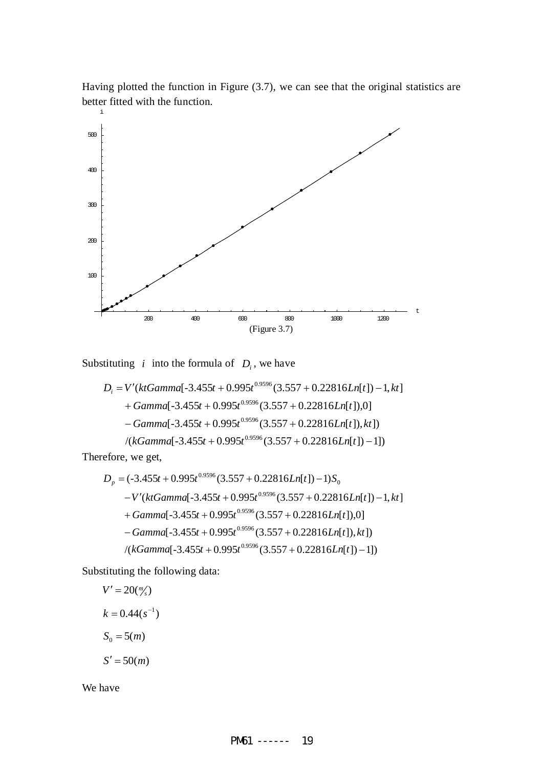Having plotted the function in Figure (3.7), we can see that the original statistics are better fitted with the function.

(Figure 3.7)

Substituting $i$ into the formula of $D_i$, we have

$$
\begin{aligned}
D_i = V'(&ktGamma[\text{-}3.455t + 0.995t^{0.9596}(3.557 + 0.22816Ln[t]) - 1, kt] \\
&+ Gamma[\text{-}3.455t + 0.995t^{0.9596}(3.557 + 0.22816Ln[t]), 0] \\
&- Gamma[\text{-}3.455t + 0.995t^{0.9596}(3.557 + 0.22816Ln[t]), kt]) \\
&/(kGamma[\text{-}3.455t + 0.995t^{0.9596}(3.557 + 0.22816Ln[t]) - 1])
\end{aligned}
$$

Therefore, we get,

$$
\begin{aligned}
D_p = (&\text{-}3.455t + 0.995t^{0.9596}(3.557 + 0.22816Ln[t]) - 1)S_0 \\
&- V'(ktGamma[\text{-}3.455t + 0.995t^{0.9596}(3.557 + 0.22816Ln[t]) - 1, kt] \\
&+ Gamma[\text{-}3.455t + 0.995t^{0.9596}(3.557 + 0.22816Ln[t]), 0] \\
&- Gamma[\text{-}3.455t + 0.995t^{0.9596}(3.557 + 0.22816Ln[t]), kt]) \\
&/(kGamma[\text{-}3.455t + 0.995t^{0.9596}(3.557 + 0.22816Ln[t]) - 1])
\end{aligned}
$$

Substituting the following data:

$V' = 20(m/s)$

$k = 0.44(s^{-1})$

$S_0 = 5(m)$

$S' = 50(m)$

We have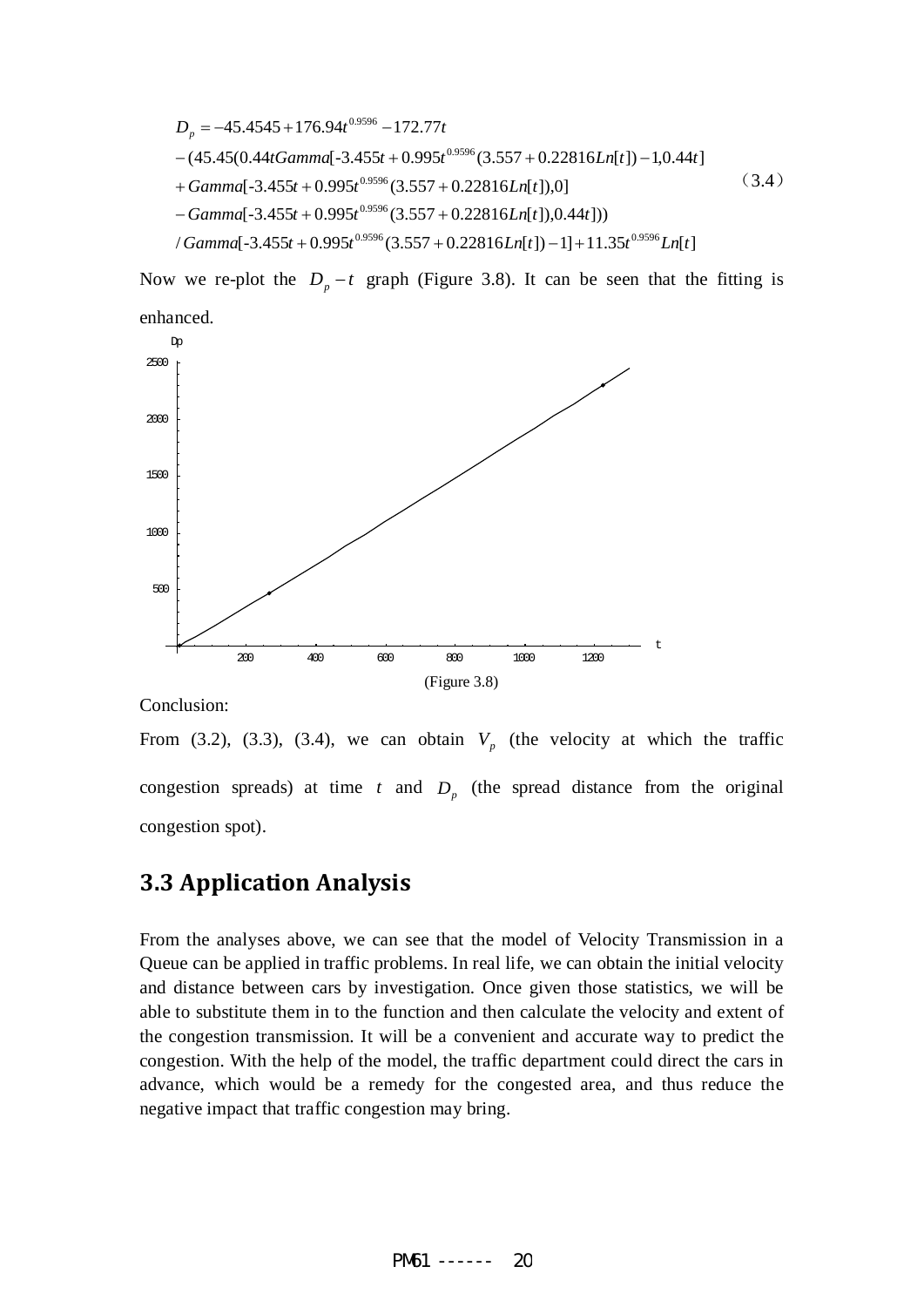$$
\begin{aligned}
D_p = & -45.4545 + 176.94t^{0.9596} - 172.77t \\
& -(45.45(0.44t Gamma[\text{-}3.455t + 0.995t^{0.9596}(3.557 + 0.22816 Ln[t]) - 1, 0.44t] \\
& + Gamma[\text{-}3.455t + 0.995t^{0.9596}(3.557 + 0.22816 Ln[t]), 0] \\
& - Gamma[\text{-}3.455t + 0.995t^{0.9596}(3.557 + 0.22816 Ln[t]), 0.44t])) \\
& / Gamma[\text{-}3.455t + 0.995t^{0.9596}(3.557 + 0.22816 Ln[t]) - 1] + 11.35t^{0.9596} Ln[t]
\end{aligned}
\tag{3.4}
$$

Now we re-plot the $D_p - t$ graph (Figure 3.8). It can be seen that the fitting is enhanced.

(Figure 3.8)

Conclusion:

From (3.2), (3.3), (3.4), we can obtain $V_p$ (the velocity at which the traffic congestion spreads) at time $t$ and $D_p$ (the spread distance from the original congestion spot).

## 3.3 Application Analysis

From the analyses above, we can see that the model of Velocity Transmission in a Queue can be applied in traffic problems. In real life, we can obtain the initial velocity and distance between cars by investigation. Once given those statistics, we will be able to substitute them in to the function and then calculate the velocity and extent of the congestion transmission. It will be a convenient and accurate way to predict the congestion. With the help of the model, the traffic department could direct the cars in advance, which would be a remedy for the congested area, and thus reduce the negative impact that traffic congestion may bring.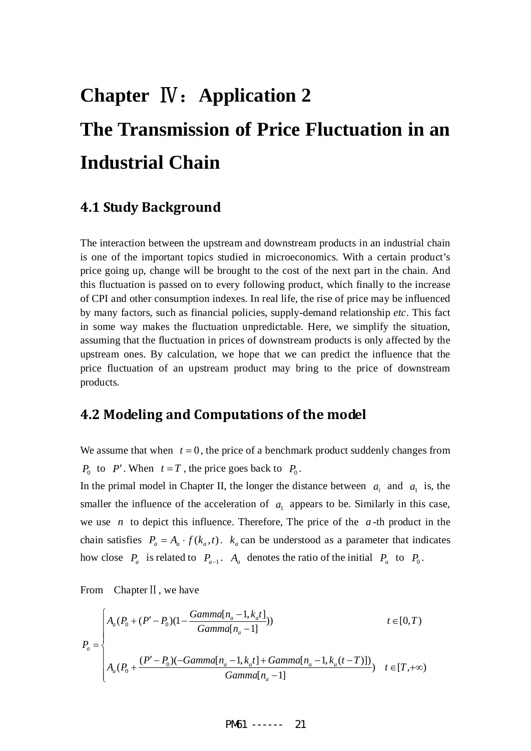# Chapter Ⅳ： Application 2

# The Transmission of Price Fluctuation in an Industrial Chain

## 4.1 Study Background

The interaction between the upstream and downstream products in an industrial chain is one of the important topics studied in microeconomics. With a certain product's price going up, change will be brought to the cost of the next part in the chain. And this fluctuation is passed on to every following product, which finally to the increase of CPI and other consumption indexes. In real life, the rise of price may be influenced by many factors, such as financial policies, supply-demand relationship *etc*. This fact in some way makes the fluctuation unpredictable. Here, we simplify the situation, assuming that the fluctuation in prices of downstream products is only affected by the upstream ones. By calculation, we hope that we can predict the influence that the price fluctuation of an upstream product may bring to the price of downstream products.

## 4.2 Modeling and Computations of the model

We assume that when $t = 0$, the price of a benchmark product suddenly changes from $P_0$ to $P'$. When $t = T$, the price goes back to $P_0$.

In the primal model in Chapter II, the longer the distance between $a_i$ and $a_1$ is, the smaller the influence of the acceleration of $a_1$ appears to be. Similarly in this case, we use $n$ to depict this influence. Therefore, The price of the $a$-th product in the chain satisfies $P_a = A_a \cdot f(k_a, t)$. $k_a$ can be understood as a parameter that indicates how close $P_a$ is related to $P_{a-1}$. $A_a$ denotes the ratio of the initial $P_a$ to $P_0$.

From Chapter Ⅱ, we have

$$P_a = \begin{cases} A_a\left(P_0 + (P' - P_0)\left(1 - \dfrac{Gamma[n_a - 1, k_a t]}{Gamma[n_a - 1]}\right)\right) & t \in [0, T) \\[2ex] A_a\left(P_0 + \dfrac{(P' - P_0)(-Gamma[n_a - 1, k_a t] + Gamma[n_a - 1, k_a (t - T)])}{Gamma[n_a - 1]}\right) & t \in [T, +\infty) \end{cases}$$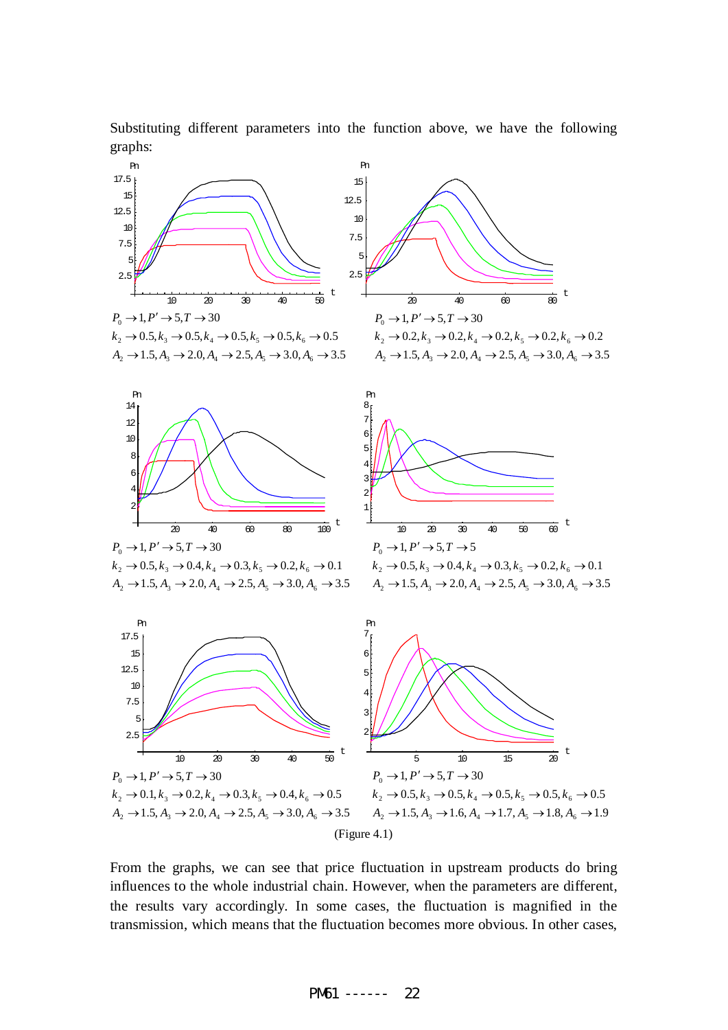Substituting different parameters into the function above, we have the following graphs:

$P_0 \to 1, P' \to 5, T \to 30$
$k_2 \to 0.5, k_3 \to 0.5, k_4 \to 0.5, k_5 \to 0.5, k_6 \to 0.5$
$A_2 \to 1.5, A_3 \to 2.0, A_4 \to 2.5, A_5 \to 3.0, A_6 \to 3.5$

$P_0 \to 1, P' \to 5, T \to 30$
$k_2 \to 0.2, k_3 \to 0.2, k_4 \to 0.2, k_5 \to 0.2, k_6 \to 0.2$
$A_2 \to 1.5, A_3 \to 2.0, A_4 \to 2.5, A_5 \to 3.0, A_6 \to 3.5$

$P_0 \to 1, P' \to 5, T \to 30$
$k_2 \to 0.5, k_3 \to 0.4, k_4 \to 0.3, k_5 \to 0.2, k_6 \to 0.1$
$A_2 \to 1.5, A_3 \to 2.0, A_4 \to 2.5, A_5 \to 3.0, A_6 \to 3.5$

$P_0 \to 1, P' \to 5, T \to 5$
$k_2 \to 0.5, k_3 \to 0.4, k_4 \to 0.3, k_5 \to 0.2, k_6 \to 0.1$
$A_2 \to 1.5, A_3 \to 2.0, A_4 \to 2.5, A_5 \to 3.0, A_6 \to 3.5$

$P_0 \to 1, P' \to 5, T \to 30$
$k_2 \to 0.1, k_3 \to 0.2, k_4 \to 0.3, k_5 \to 0.4, k_6 \to 0.5$
$A_2 \to 1.5, A_3 \to 2.0, A_4 \to 2.5, A_5 \to 3.0, A_6 \to 3.5$

$P_0 \to 1, P' \to 5, T \to 30$
$k_2 \to 0.5, k_3 \to 0.5, k_4 \to 0.5, k_5 \to 0.5, k_6 \to 0.5$
$A_2 \to 1.5, A_3 \to 1.6, A_4 \to 1.7, A_5 \to 1.8, A_6 \to 1.9$

(Figure 4.1)

From the graphs, we can see that price fluctuation in upstream products do bring influences to the whole industrial chain. However, when the parameters are different, the results vary accordingly. In some cases, the fluctuation is magnified in the transmission, which means that the fluctuation becomes more obvious. In other cases,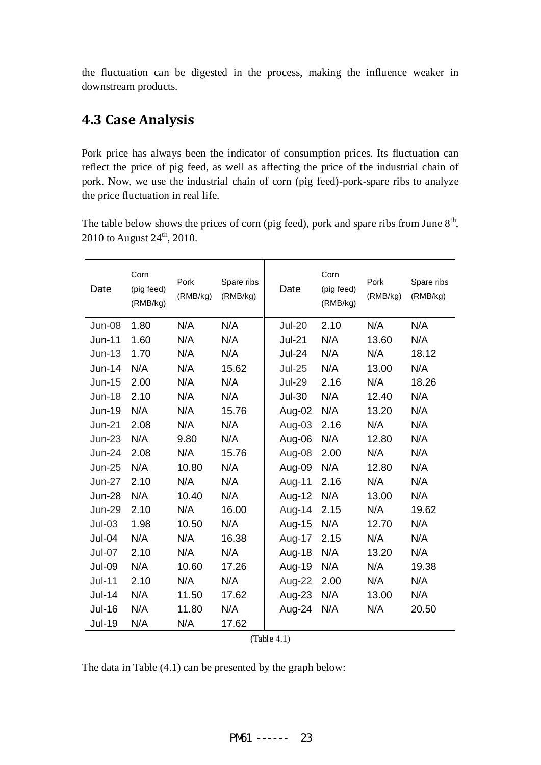the fluctuation can be digested in the process, making the influence weaker in downstream products.

## 4.3 Case Analysis

Pork price has always been the indicator of consumption prices. Its fluctuation can reflect the price of pig feed, as well as affecting the price of the industrial chain of pork. Now, we use the industrial chain of corn (pig feed)-pork-spare ribs to analyze the price fluctuation in real life.

The table below shows the prices of corn (pig feed), pork and spare ribs from June 8th, 2010 to August 24th, 2010.

| Date | Corn (pig feed) (RMB/kg) | Pork (RMB/kg) | Spare ribs (RMB/kg) | Date | Corn (pig feed) (RMB/kg) | Pork (RMB/kg) | Spare ribs (RMB/kg) |
|---|---|---|---|---|---|---|---|
| Jun-08 | 1.80 | N/A | N/A | Jul-20 | 2.10 | N/A | N/A |
| Jun-11 | 1.60 | N/A | N/A | Jul-21 | N/A | 13.60 | N/A |
| Jun-13 | 1.70 | N/A | N/A | Jul-24 | N/A | N/A | 18.12 |
| Jun-14 | N/A | N/A | 15.62 | Jul-25 | N/A | 13.00 | N/A |
| Jun-15 | 2.00 | N/A | N/A | Jul-29 | 2.16 | N/A | 18.26 |
| Jun-18 | 2.10 | N/A | N/A | Jul-30 | N/A | 12.40 | N/A |
| Jun-19 | N/A | N/A | 15.76 | Aug-02 | N/A | 13.20 | N/A |
| Jun-21 | 2.08 | N/A | N/A | Aug-03 | 2.16 | N/A | N/A |
| Jun-23 | N/A | 9.80 | N/A | Aug-06 | N/A | 12.80 | N/A |
| Jun-24 | 2.08 | N/A | 15.76 | Aug-08 | 2.00 | N/A | N/A |
| Jun-25 | N/A | 10.80 | N/A | Aug-09 | N/A | 12.80 | N/A |
| Jun-27 | 2.10 | N/A | N/A | Aug-11 | 2.16 | N/A | N/A |
| Jun-28 | N/A | 10.40 | N/A | Aug-12 | N/A | 13.00 | N/A |
| Jun-29 | 2.10 | N/A | 16.00 | Aug-14 | 2.15 | N/A | 19.62 |
| Jul-03 | 1.98 | 10.50 | N/A | Aug-15 | N/A | 12.70 | N/A |
| Jul-04 | N/A | N/A | 16.38 | Aug-17 | 2.15 | N/A | N/A |
| Jul-07 | 2.10 | N/A | N/A | Aug-18 | N/A | 13.20 | N/A |
| Jul-09 | N/A | 10.60 | 17.26 | Aug-19 | N/A | N/A | 19.38 |
| Jul-11 | 2.10 | N/A | N/A | Aug-22 | 2.00 | N/A | N/A |
| Jul-14 | N/A | 11.50 | 17.62 | Aug-23 | N/A | 13.00 | N/A |
| Jul-16 | N/A | 11.80 | N/A | Aug-24 | N/A | N/A | 20.50 |
| Jul-19 | N/A | N/A | 17.62 | | | | |

(Table 4.1)

The data in Table (4.1) can be presented by the graph below: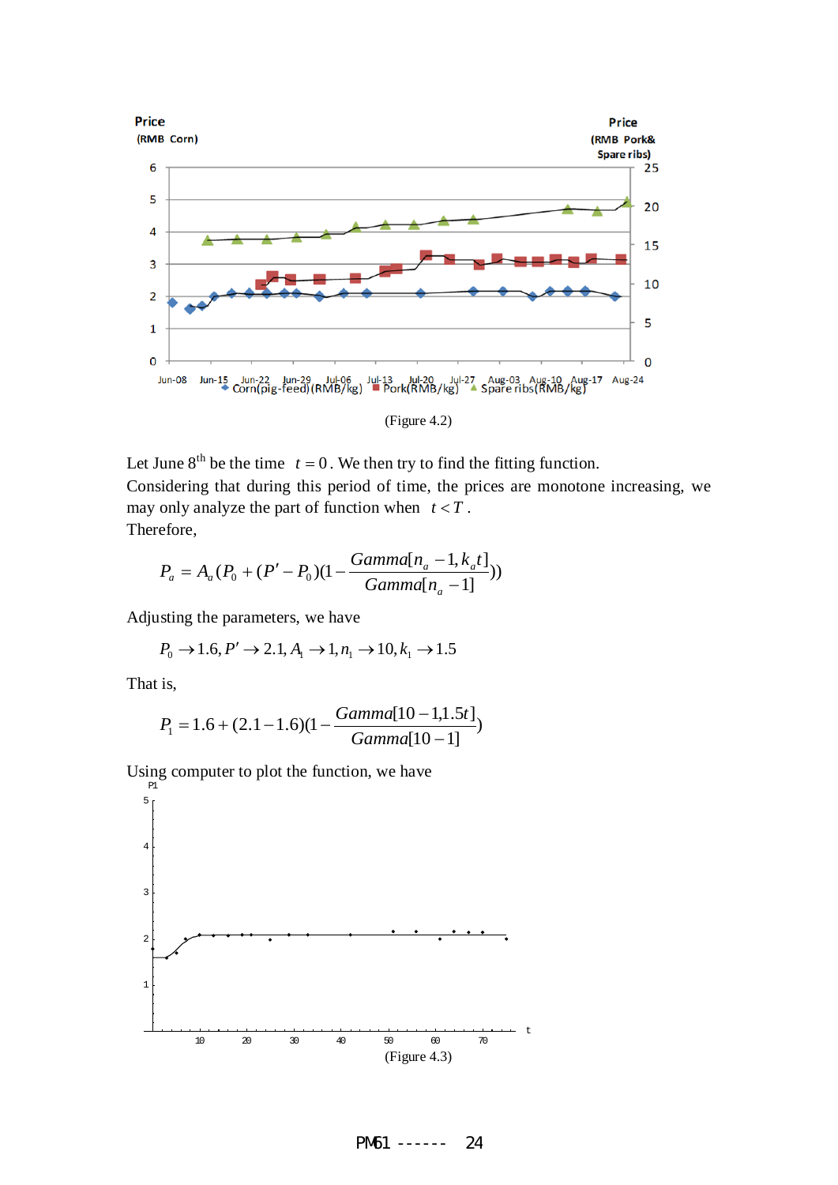(Figure 4.2)

Let June 8th be the time $t = 0$. We then try to find the fitting function.

Considering that during this period of time, the prices are monotone increasing, we may only analyze the part of function when $t < T$.

Therefore,

$$P_a = A_a(P_0 + (P' - P_0)(1 - \frac{Gamma[n_a - 1, k_a t]}{Gamma[n_a - 1]}))$$

Adjusting the parameters, we have

$$P_0 \to 1.6, P' \to 2.1, A_1 \to 1, n_1 \to 10, k_1 \to 1.5$$

That is,

$$P_1 = 1.6 + (2.1 - 1.6)(1 - \frac{Gamma[10 - 1, 1.5t]}{Gamma[10 - 1]})$$

Using computer to plot the function, we have

(Figure 4.3)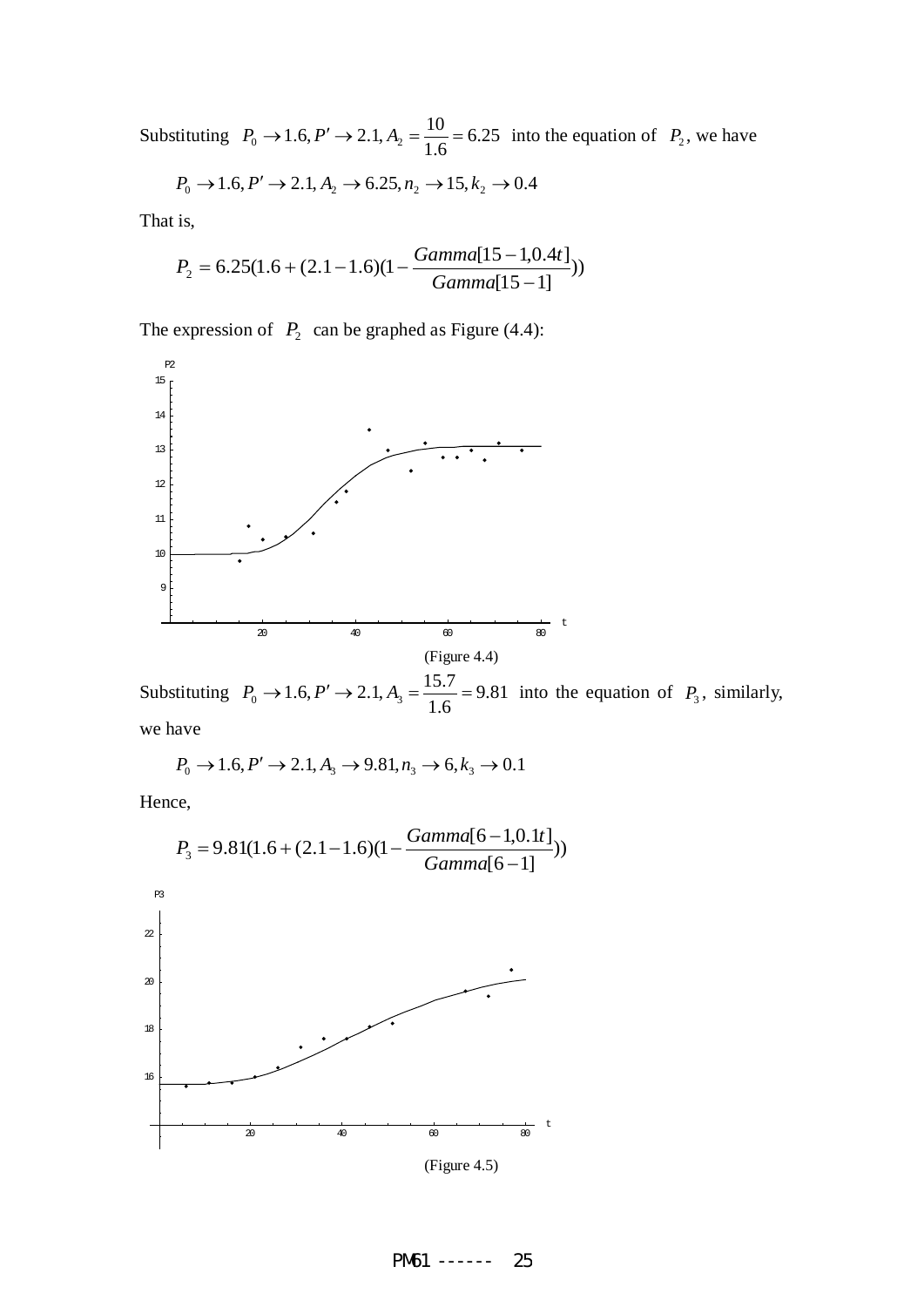Substituting $P_0 \to 1.6, P' \to 2.1, A_2 = \frac{10}{1.6} = 6.25$ into the equation of $P_2$, we have

$$P_0 \to 1.6, P' \to 2.1, A_2 \to 6.25, n_2 \to 15, k_2 \to 0.4$$

That is,

$$P_2 = 6.25(1.6 + (2.1 - 1.6)(1 - \frac{Gamma[15-1, 0.4t]}{Gamma[15-1]}))$$

The expression of $P_2$ can be graphed as Figure (4.4):

(Figure 4.4)

Substituting $P_0 \to 1.6, P' \to 2.1, A_3 = \frac{15.7}{1.6} = 9.81$ into the equation of $P_3$, similarly, we have

$$P_0 \to 1.6, P' \to 2.1, A_3 \to 9.81, n_3 \to 6, k_3 \to 0.1$$

Hence,

$$P_3 = 9.81(1.6 + (2.1 - 1.6)(1 - \frac{Gamma[6-1, 0.1t]}{Gamma[6-1]}))$$

(Figure 4.5)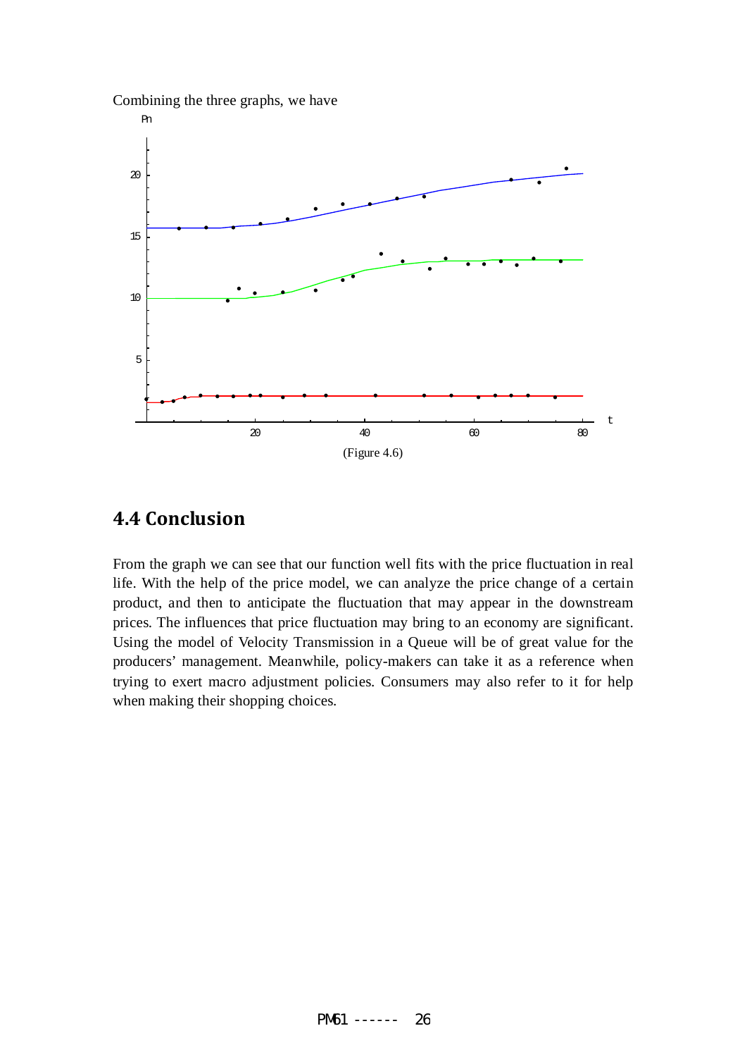Combining the three graphs, we have

(Figure 4.6)

## 4.4 Conclusion

From the graph we can see that our function well fits with the price fluctuation in real life. With the help of the price model, we can analyze the price change of a certain product, and then to anticipate the fluctuation that may appear in the downstream prices. The influences that price fluctuation may bring to an economy are significant. Using the model of Velocity Transmission in a Queue will be of great value for the producers' management. Meanwhile, policy-makers can take it as a reference when trying to exert macro adjustment policies. Consumers may also refer to it for help when making their shopping choices.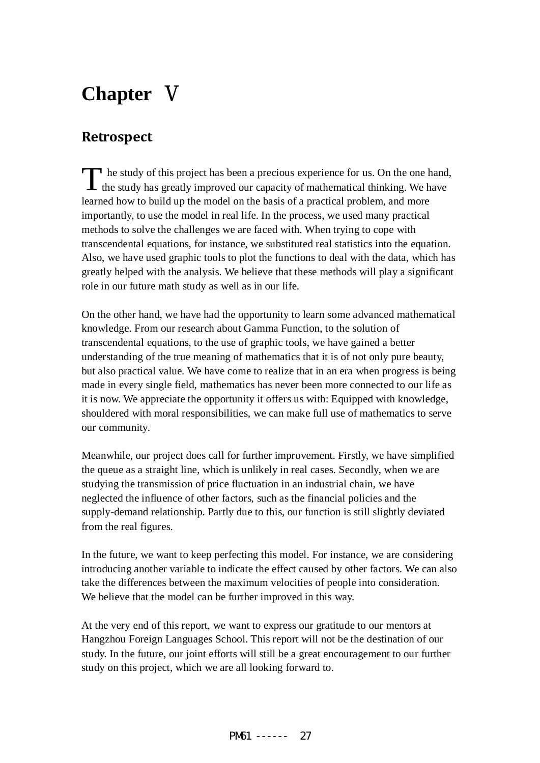# Chapter Ⅴ

## Retrospect

The study of this project has been a precious experience for us. On the one hand, the study has greatly improved our capacity of mathematical thinking. We have learned how to build up the model on the basis of a practical problem, and more importantly, to use the model in real life. In the process, we used many practical methods to solve the challenges we are faced with. When trying to cope with transcendental equations, for instance, we substituted real statistics into the equation. Also, we have used graphic tools to plot the functions to deal with the data, which has greatly helped with the analysis. We believe that these methods will play a significant role in our future math study as well as in our life.

On the other hand, we have had the opportunity to learn some advanced mathematical knowledge. From our research about Gamma Function, to the solution of transcendental equations, to the use of graphic tools, we have gained a better understanding of the true meaning of mathematics that it is of not only pure beauty, but also practical value. We have come to realize that in an era when progress is being made in every single field, mathematics has never been more connected to our life as it is now. We appreciate the opportunity it offers us with: Equipped with knowledge, shouldered with moral responsibilities, we can make full use of mathematics to serve our community.

Meanwhile, our project does call for further improvement. Firstly, we have simplified the queue as a straight line, which is unlikely in real cases. Secondly, when we are studying the transmission of price fluctuation in an industrial chain, we have neglected the influence of other factors, such as the financial policies and the supply-demand relationship. Partly due to this, our function is still slightly deviated from the real figures.

In the future, we want to keep perfecting this model. For instance, we are considering introducing another variable to indicate the effect caused by other factors. We can also take the differences between the maximum velocities of people into consideration. We believe that the model can be further improved in this way.

At the very end of this report, we want to express our gratitude to our mentors at Hangzhou Foreign Languages School. This report will not be the destination of our study. In the future, our joint efforts will still be a great encouragement to our further study on this project, which we are all looking forward to.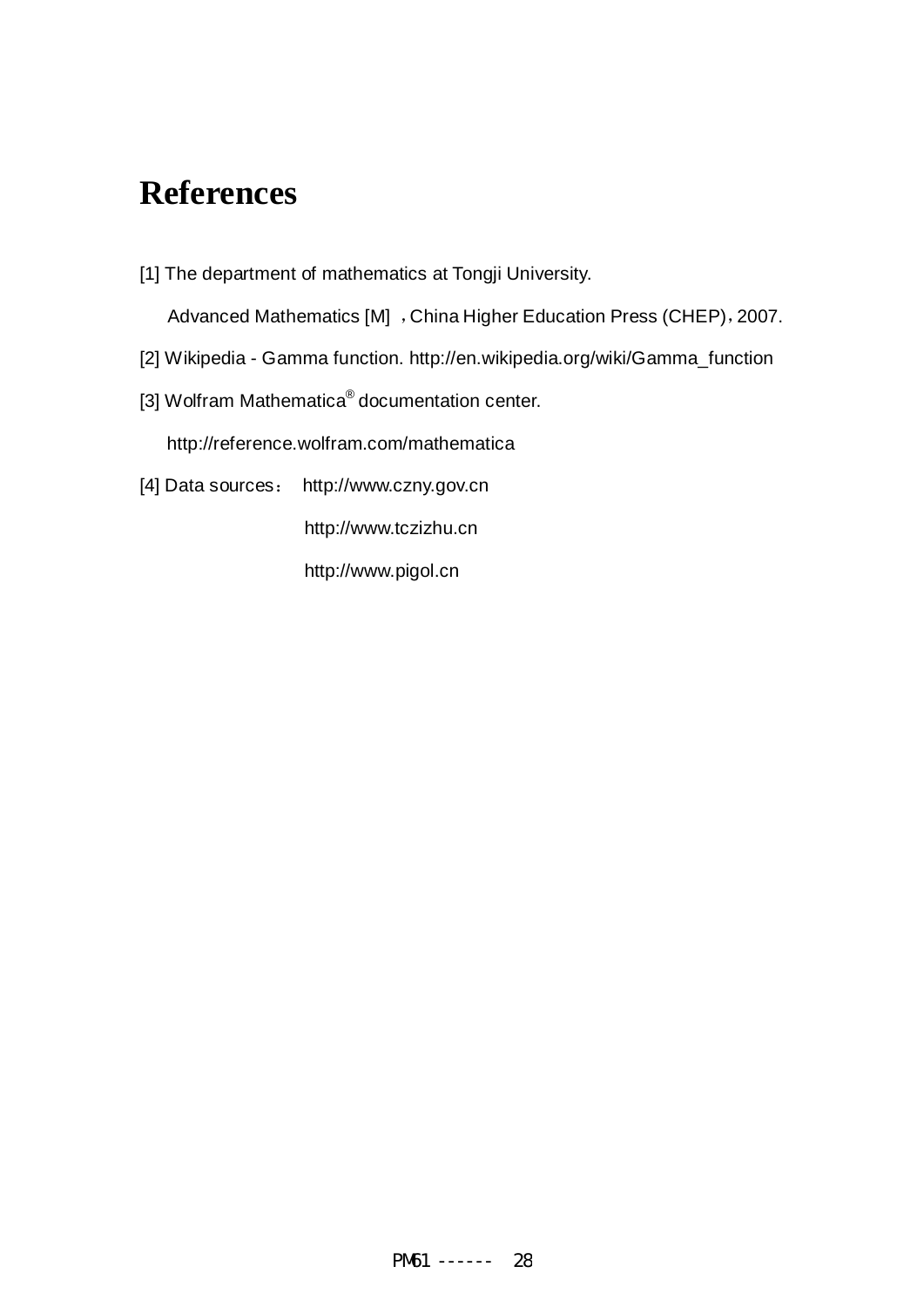# References

[1] The department of mathematics at Tongji University.

Advanced Mathematics [M] ，China Higher Education Press (CHEP)，2007.

[2] Wikipedia - Gamma function. http://en.wikipedia.org/wiki/Gamma_function

[3] Wolfram Mathematica® documentation center.

http://reference.wolfram.com/mathematica

[4] Data sources： http://www.czny.gov.cn

http://www.tczizhu.cn

http://www.pigol.cn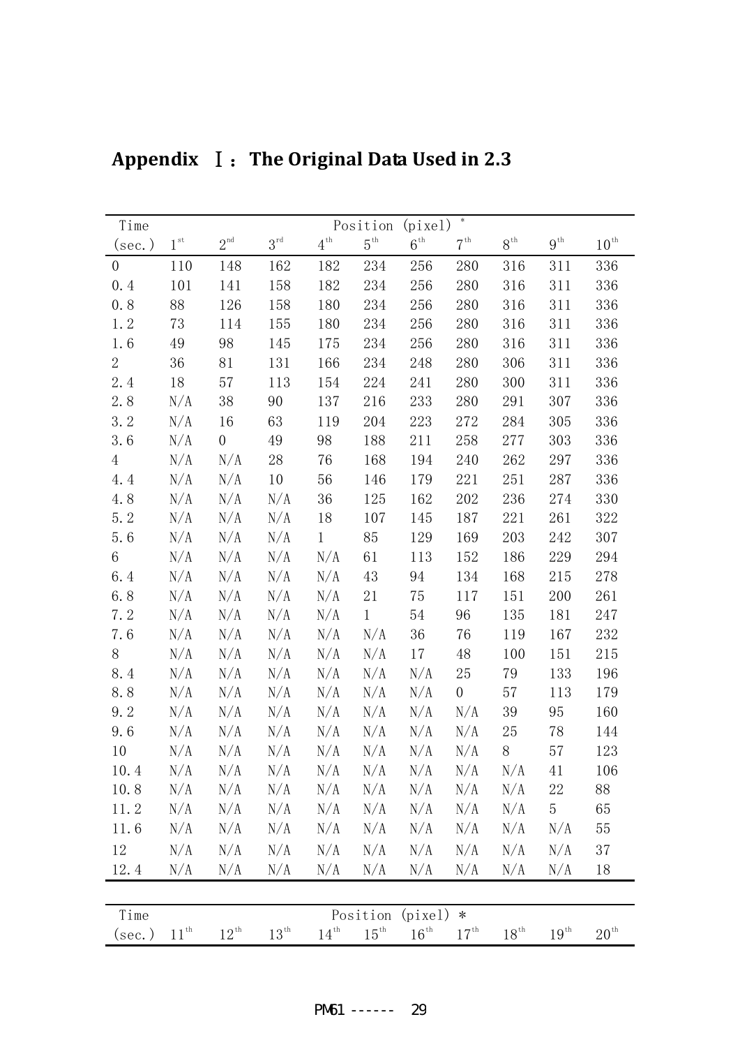## Appendix Ⅰ: The Original Data Used in 2.3

| Time | Position (pixel) * | | | | | | | | | |
|---|---|---|---|---|---|---|---|---|---|---|
| (sec.) | 1st | 2nd | 3rd | 4th | 5th | 6th | 7th | 8th | 9th | 10th |
| 0 | 110 | 148 | 162 | 182 | 234 | 256 | 280 | 316 | 311 | 336 |
| 0.4 | 101 | 141 | 158 | 182 | 234 | 256 | 280 | 316 | 311 | 336 |
| 0.8 | 88 | 126 | 158 | 180 | 234 | 256 | 280 | 316 | 311 | 336 |
| 1.2 | 73 | 114 | 155 | 180 | 234 | 256 | 280 | 316 | 311 | 336 |
| 1.6 | 49 | 98 | 145 | 175 | 234 | 256 | 280 | 316 | 311 | 336 |
| 2 | 36 | 81 | 131 | 166 | 234 | 248 | 280 | 306 | 311 | 336 |
| 2.4 | 18 | 57 | 113 | 154 | 224 | 241 | 280 | 300 | 311 | 336 |
| 2.8 | N/A | 38 | 90 | 137 | 216 | 233 | 280 | 291 | 307 | 336 |
| 3.2 | N/A | 16 | 63 | 119 | 204 | 223 | 272 | 284 | 305 | 336 |
| 3.6 | N/A | 0 | 49 | 98 | 188 | 211 | 258 | 277 | 303 | 336 |
| 4 | N/A | N/A | 28 | 76 | 168 | 194 | 240 | 262 | 297 | 336 |
| 4.4 | N/A | N/A | 10 | 56 | 146 | 179 | 221 | 251 | 287 | 336 |
| 4.8 | N/A | N/A | N/A | 36 | 125 | 162 | 202 | 236 | 274 | 330 |
| 5.2 | N/A | N/A | N/A | 18 | 107 | 145 | 187 | 221 | 261 | 322 |
| 5.6 | N/A | N/A | N/A | 1 | 85 | 129 | 169 | 203 | 242 | 307 |
| 6 | N/A | N/A | N/A | N/A | 61 | 113 | 152 | 186 | 229 | 294 |
| 6.4 | N/A | N/A | N/A | N/A | 43 | 94 | 134 | 168 | 215 | 278 |
| 6.8 | N/A | N/A | N/A | N/A | 21 | 75 | 117 | 151 | 200 | 261 |
| 7.2 | N/A | N/A | N/A | N/A | 1 | 54 | 96 | 135 | 181 | 247 |
| 7.6 | N/A | N/A | N/A | N/A | N/A | 36 | 76 | 119 | 167 | 232 |
| 8 | N/A | N/A | N/A | N/A | N/A | 17 | 48 | 100 | 151 | 215 |
| 8.4 | N/A | N/A | N/A | N/A | N/A | N/A | 25 | 79 | 133 | 196 |
| 8.8 | N/A | N/A | N/A | N/A | N/A | N/A | 0 | 57 | 113 | 179 |
| 9.2 | N/A | N/A | N/A | N/A | N/A | N/A | N/A | 39 | 95 | 160 |
| 9.6 | N/A | N/A | N/A | N/A | N/A | N/A | N/A | 25 | 78 | 144 |
| 10 | N/A | N/A | N/A | N/A | N/A | N/A | N/A | 8 | 57 | 123 |
| 10.4 | N/A | N/A | N/A | N/A | N/A | N/A | N/A | N/A | 41 | 106 |
| 10.8 | N/A | N/A | N/A | N/A | N/A | N/A | N/A | N/A | 22 | 88 |
| 11.2 | N/A | N/A | N/A | N/A | N/A | N/A | N/A | N/A | 5 | 65 |
| 11.6 | N/A | N/A | N/A | N/A | N/A | N/A | N/A | N/A | N/A | 55 |
| 12 | N/A | N/A | N/A | N/A | N/A | N/A | N/A | N/A | N/A | 37 |
| 12.4 | N/A | N/A | N/A | N/A | N/A | N/A | N/A | N/A | N/A | 18 |

| Time | Position (pixel) * | | | | | | | | | |
|---|---|---|---|---|---|---|---|---|---|---|
| (sec.) | 11th | 12th | 13th | 14th | 15th | 16th | 17th | 18th | 19th | 20th |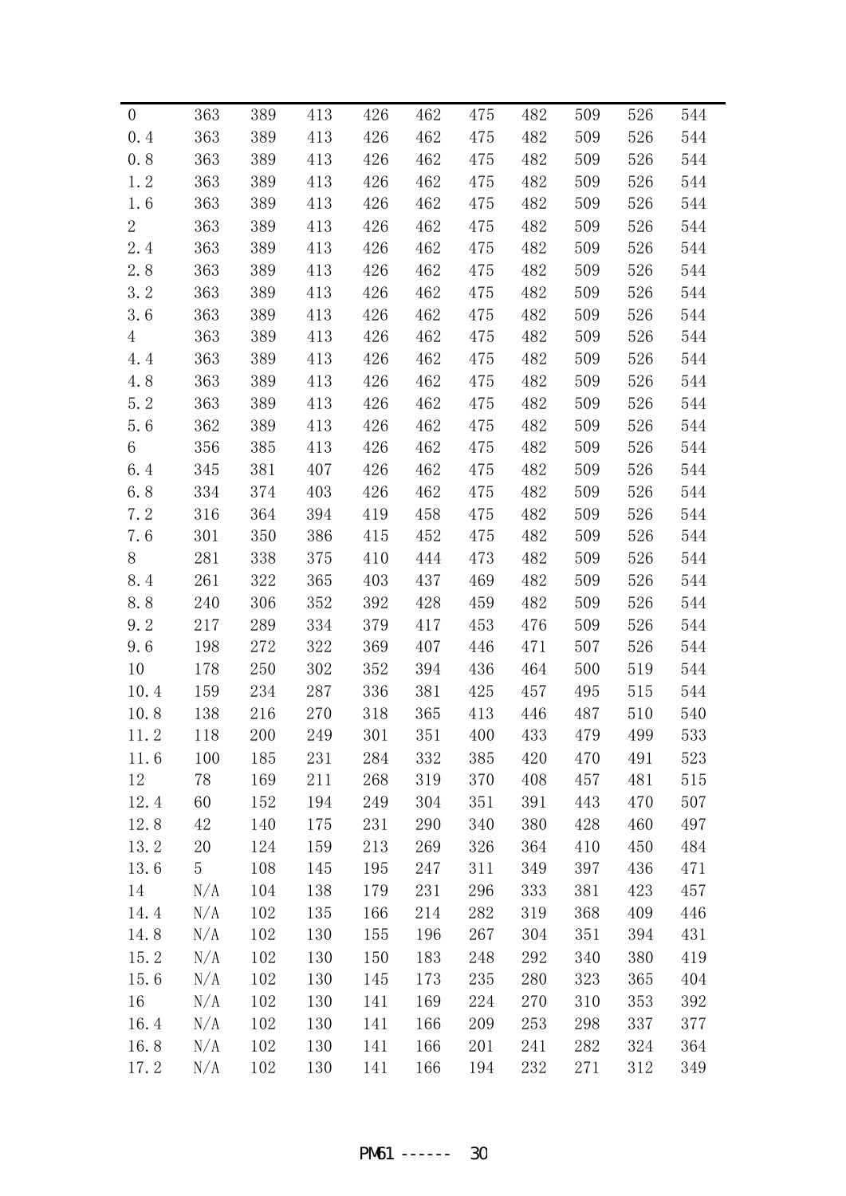| 0 | 363 | 389 | 413 | 426 | 462 | 475 | 482 | 509 | 526 | 544 |
|---|---|---|---|---|---|---|---|---|---|---|
| 0.4 | 363 | 389 | 413 | 426 | 462 | 475 | 482 | 509 | 526 | 544 |
| 0.8 | 363 | 389 | 413 | 426 | 462 | 475 | 482 | 509 | 526 | 544 |
| 1.2 | 363 | 389 | 413 | 426 | 462 | 475 | 482 | 509 | 526 | 544 |
| 1.6 | 363 | 389 | 413 | 426 | 462 | 475 | 482 | 509 | 526 | 544 |
| 2 | 363 | 389 | 413 | 426 | 462 | 475 | 482 | 509 | 526 | 544 |
| 2.4 | 363 | 389 | 413 | 426 | 462 | 475 | 482 | 509 | 526 | 544 |
| 2.8 | 363 | 389 | 413 | 426 | 462 | 475 | 482 | 509 | 526 | 544 |
| 3.2 | 363 | 389 | 413 | 426 | 462 | 475 | 482 | 509 | 526 | 544 |
| 3.6 | 363 | 389 | 413 | 426 | 462 | 475 | 482 | 509 | 526 | 544 |
| 4 | 363 | 389 | 413 | 426 | 462 | 475 | 482 | 509 | 526 | 544 |
| 4.4 | 363 | 389 | 413 | 426 | 462 | 475 | 482 | 509 | 526 | 544 |
| 4.8 | 363 | 389 | 413 | 426 | 462 | 475 | 482 | 509 | 526 | 544 |
| 5.2 | 363 | 389 | 413 | 426 | 462 | 475 | 482 | 509 | 526 | 544 |
| 5.6 | 362 | 389 | 413 | 426 | 462 | 475 | 482 | 509 | 526 | 544 |
| 6 | 356 | 385 | 413 | 426 | 462 | 475 | 482 | 509 | 526 | 544 |
| 6.4 | 345 | 381 | 407 | 426 | 462 | 475 | 482 | 509 | 526 | 544 |
| 6.8 | 334 | 374 | 403 | 426 | 462 | 475 | 482 | 509 | 526 | 544 |
| 7.2 | 316 | 364 | 394 | 419 | 458 | 475 | 482 | 509 | 526 | 544 |
| 7.6 | 301 | 350 | 386 | 415 | 452 | 475 | 482 | 509 | 526 | 544 |
| 8 | 281 | 338 | 375 | 410 | 444 | 473 | 482 | 509 | 526 | 544 |
| 8.4 | 261 | 322 | 365 | 403 | 437 | 469 | 482 | 509 | 526 | 544 |
| 8.8 | 240 | 306 | 352 | 392 | 428 | 459 | 482 | 509 | 526 | 544 |
| 9.2 | 217 | 289 | 334 | 379 | 417 | 453 | 476 | 509 | 526 | 544 |
| 9.6 | 198 | 272 | 322 | 369 | 407 | 446 | 471 | 507 | 526 | 544 |
| 10 | 178 | 250 | 302 | 352 | 394 | 436 | 464 | 500 | 519 | 544 |
| 10.4 | 159 | 234 | 287 | 336 | 381 | 425 | 457 | 495 | 515 | 544 |
| 10.8 | 138 | 216 | 270 | 318 | 365 | 413 | 446 | 487 | 510 | 540 |
| 11.2 | 118 | 200 | 249 | 301 | 351 | 400 | 433 | 479 | 499 | 533 |
| 11.6 | 100 | 185 | 231 | 284 | 332 | 385 | 420 | 470 | 491 | 523 |
| 12 | 78 | 169 | 211 | 268 | 319 | 370 | 408 | 457 | 481 | 515 |
| 12.4 | 60 | 152 | 194 | 249 | 304 | 351 | 391 | 443 | 470 | 507 |
| 12.8 | 42 | 140 | 175 | 231 | 290 | 340 | 380 | 428 | 460 | 497 |
| 13.2 | 20 | 124 | 159 | 213 | 269 | 326 | 364 | 410 | 450 | 484 |
| 13.6 | 5 | 108 | 145 | 195 | 247 | 311 | 349 | 397 | 436 | 471 |
| 14 | N/A | 104 | 138 | 179 | 231 | 296 | 333 | 381 | 423 | 457 |
| 14.4 | N/A | 102 | 135 | 166 | 214 | 282 | 319 | 368 | 409 | 446 |
| 14.8 | N/A | 102 | 130 | 155 | 196 | 267 | 304 | 351 | 394 | 431 |
| 15.2 | N/A | 102 | 130 | 150 | 183 | 248 | 292 | 340 | 380 | 419 |
| 15.6 | N/A | 102 | 130 | 145 | 173 | 235 | 280 | 323 | 365 | 404 |
| 16 | N/A | 102 | 130 | 141 | 169 | 224 | 270 | 310 | 353 | 392 |
| 16.4 | N/A | 102 | 130 | 141 | 166 | 209 | 253 | 298 | 337 | 377 |
| 16.8 | N/A | 102 | 130 | 141 | 166 | 201 | 241 | 282 | 324 | 364 |
| 17.2 | N/A | 102 | 130 | 141 | 166 | 194 | 232 | 271 | 312 | 349 |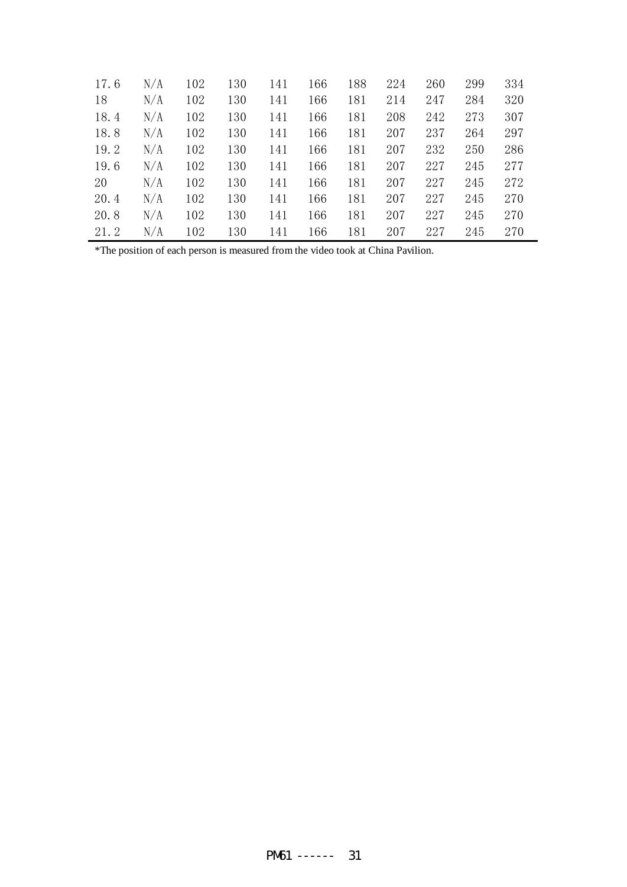| | | | | | | | | | | |
|---|---|---|---|---|---|---|---|---|---|---|
| 17.6 | N/A | 102 | 130 | 141 | 166 | 188 | 224 | 260 | 299 | 334 |
| 18 | N/A | 102 | 130 | 141 | 166 | 181 | 214 | 247 | 284 | 320 |
| 18.4 | N/A | 102 | 130 | 141 | 166 | 181 | 208 | 242 | 273 | 307 |
| 18.8 | N/A | 102 | 130 | 141 | 166 | 181 | 207 | 237 | 264 | 297 |
| 19.2 | N/A | 102 | 130 | 141 | 166 | 181 | 207 | 232 | 250 | 286 |
| 19.6 | N/A | 102 | 130 | 141 | 166 | 181 | 207 | 227 | 245 | 277 |
| 20 | N/A | 102 | 130 | 141 | 166 | 181 | 207 | 227 | 245 | 272 |
| 20.4 | N/A | 102 | 130 | 141 | 166 | 181 | 207 | 227 | 245 | 270 |
| 20.8 | N/A | 102 | 130 | 141 | 166 | 181 | 207 | 227 | 245 | 270 |
| 21.2 | N/A | 102 | 130 | 141 | 166 | 181 | 207 | 227 | 245 | 270 |

*The position of each person is measured from the video took at China Pavilion.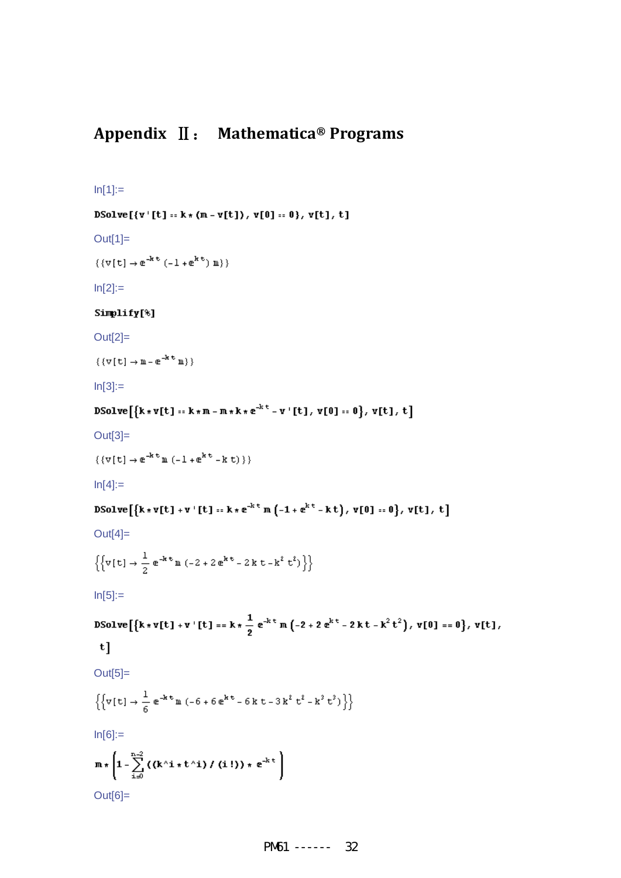## Appendix Ⅱ： Mathematica® Programs

In[1]:=

```
DSolve[{v'[t] == k*(m - v[t]), v[0] == 0}, v[t], t]
```

Out[1]=

$$\{\{v[t] \to e^{-k t}(-1+e^{k t})\, m\}\}$$

In[2]:=

```
Simplify[%]
```

Out[2]=

$$\{\{v[t] \to m - e^{-k t}\, m\}\}$$

In[3]:=

```
DSolve[{k*v[t] == k*m - m*k*e^(-k t) - v'[t], v[0] == 0}, v[t], t]
```

Out[3]=

$$\{\{v[t] \to e^{-k t}\, m\,(-1+e^{k t} - k t)\}\}$$

In[4]:=

```
DSolve[{k*v[t] + v'[t] == k*e^(-k t) m (-1 + e^(k t) - k t), v[0] == 0}, v[t], t]
```

Out[4]=

$$\left\{\left\{v[t] \to \frac{1}{2} e^{-k t}\, m\,(-2+2 e^{k t} - 2 k t - k^2 t^2)\right\}\right\}$$

In[5]:=

```
DSolve[{k*v[t] + v'[t] == k*(1/2) e^(-k t) m (-2 + 2 e^(k t) - 2 k t - k^2 t^2), v[0] == 0}, v[t],
 t]
```

Out[5]=

$$\left\{\left\{v[t] \to \frac{1}{6} e^{-k t}\, m\,(-6+6 e^{k t} - 6 k t - 3 k^2 t^2 - k^3 t^3)\right\}\right\}$$

In[6]:=

$$m*\left(1-\sum_{i=0}^{n-2}((k\verb|^|i*t\verb|^|i)/(i!))*e^{-k t}\right)$$

Out[6]=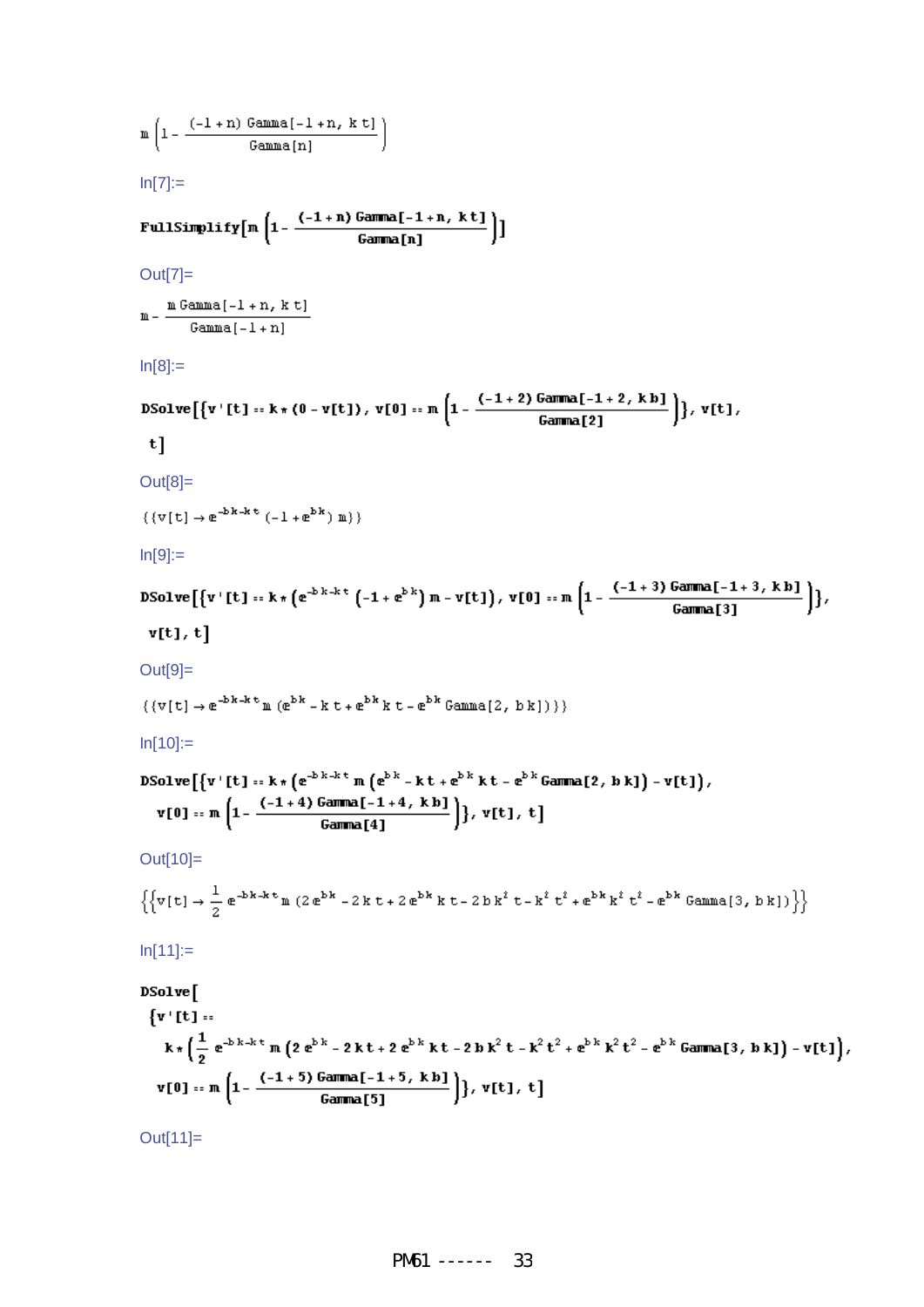$$m\left(1-\frac{(-1+n)\,\text{Gamma}[-1+n,k\,t]}{\text{Gamma}[n]}\right)$$

In[7]:=

$$\text{FullSimplify}\left[m\left(1-\frac{(-1+n)\,\text{Gamma}[-1+n,k\,t]}{\text{Gamma}[n]}\right)\right]$$

Out[7]=

$$m-\frac{m\,\text{Gamma}[-1+n,k\,t]}{\text{Gamma}[-1+n]}$$

In[8]:=

$$\text{DSolve}\left[\left\{v'[t]==k*(0-v[t]),\ v[0]==m\left(1-\frac{(-1+2)\,\text{Gamma}[-1+2,k\,b]}{\text{Gamma}[2]}\right)\right\},v[t],t\right]$$

Out[8]=

$$\{\{v[t]\to e^{-b\,k-k\,t}\,(-1+e^{b\,k})\,m\}\}$$

In[9]:=

$$\text{DSolve}\left[\left\{v'[t]==k*\left(e^{-b\,k-k\,t}\,(-1+e^{b\,k})\,m-v[t]\right),\ v[0]==m\left(1-\frac{(-1+3)\,\text{Gamma}[-1+3,k\,b]}{\text{Gamma}[3]}\right)\right\},v[t],t\right]$$

Out[9]=

$$\{\{v[t]\to e^{-b\,k-k\,t}\,m\,(e^{b\,k}-k\,t+e^{b\,k}\,k\,t-e^{b\,k}\,\text{Gamma}[2,b\,k])\}\}$$

In[10]:=

$$\text{DSolve}\left[\left\{v'[t]==k*\left(e^{-b\,k-k\,t}\,m\,(e^{b\,k}-k\,t+e^{b\,k}\,k\,t-e^{b\,k}\,\text{Gamma}[2,b\,k])-v[t]\right),\ v[0]==m\left(1-\frac{(-1+4)\,\text{Gamma}[-1+4,k\,b]}{\text{Gamma}[4]}\right)\right\},v[t],t\right]$$

Out[10]=

$$\left\{\left\{v[t]\to\frac{1}{2}\,e^{-b\,k-k\,t}\,m\,(2\,e^{b\,k}-2\,k\,t+2\,e^{b\,k}\,k\,t-2\,b\,k^2\,t-k^2\,t^2+e^{b\,k}\,k^2\,t^2-e^{b\,k}\,\text{Gamma}[3,b\,k])\right\}\right\}$$

In[11]:=

$$\text{DSolve}\left[\left\{v'[t]==k*\left(\frac{1}{2}\,e^{-b\,k-k\,t}\,m\,(2\,e^{b\,k}-2\,k\,t+2\,e^{b\,k}\,k\,t-2\,b\,k^2\,t-k^2\,t^2+e^{b\,k}\,k^2\,t^2-e^{b\,k}\,\text{Gamma}[3,b\,k])-v[t]\right),\ v[0]==m\left(1-\frac{(-1+5)\,\text{Gamma}[-1+5,k\,b]}{\text{Gamma}[5]}\right)\right\},v[t],t\right]$$

Out[11]=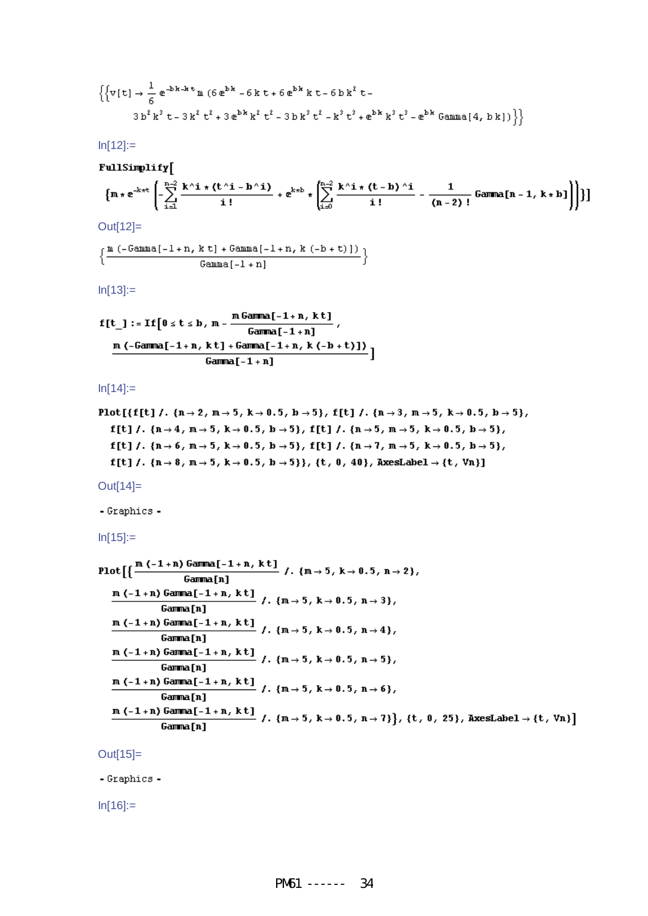$$\left\{\left\{v[t] \to \frac{1}{6} e^{-bk-kt} m \left(6 e^{bk} - 6 k t + 6 e^{bk} k t - 6 b k^2 t - 3 b^2 k^3 t - 3 k^2 t^2 + 3 e^{bk} k^2 t^2 - 3 b k^3 t^2 - k^3 t^3 + e^{bk} k^3 t^3 - e^{bk} \text{Gamma}[4, b k]\right)\right\}\right\}$$

In[12]:=

$$\text{FullSimplify}\left[\left\{m * e^{-k*t}\left(-\sum_{i=1}^{n-2} \frac{k^\wedge i * (t^\wedge i - b^\wedge i)}{i\,!} + e^{k*b} * \left(\sum_{i=0}^{n-2} \frac{k^\wedge i * (t-b)^\wedge i}{i\,!} - \frac{1}{(n-2)\,!} \text{Gamma}[n-1, k*b]\right)\right)\right\}\right]$$

Out[12]=

$$\left\{\frac{m\,(-\text{Gamma}[-1+n, k\,t] + \text{Gamma}[-1+n, k\,(-b+t)])}{\text{Gamma}[-1+n]}\right\}$$

In[13]:=

$$\text{f[t\_]} := \text{If}\left[0 \le t \le b,\; m - \frac{m\,\text{Gamma}[-1+n, k\,t]}{\text{Gamma}[-1+n]},\; \frac{m\,(-\text{Gamma}[-1+n, k\,t] + \text{Gamma}[-1+n, k\,(-b+t)])}{\text{Gamma}[-1+n]}\right]$$

In[14]:=

```
Plot[{f[t] /. {n → 2, m → 5, k → 0.5, b → 5}, f[t] /. {n → 3, m → 5, k → 0.5, b → 5},
  f[t] /. {n → 4, m → 5, k → 0.5, b → 5}, f[t] /. {n → 5, m → 5, k → 0.5, b → 5},
  f[t] /. {n → 6, m → 5, k → 0.5, b → 5}, f[t] /. {n → 7, m → 5, k → 0.5, b → 5},
  f[t] /. {n → 8, m → 5, k → 0.5, b → 5}}, {t, 0, 40}, AxesLabel → {t, Vn}]
```

Out[14]=

- Graphics -

In[15]:=

$$\text{Plot}\left[\left\{\frac{m\,(-1+n)\,\text{Gamma}[-1+n, k\,t]}{\text{Gamma}[n]} /. \{m \to 5, k \to 0.5, n \to 2\},\right.\right.$$
$$\frac{m\,(-1+n)\,\text{Gamma}[-1+n, k\,t]}{\text{Gamma}[n]} /. \{m \to 5, k \to 0.5, n \to 3\},$$
$$\frac{m\,(-1+n)\,\text{Gamma}[-1+n, k\,t]}{\text{Gamma}[n]} /. \{m \to 5, k \to 0.5, n \to 4\},$$
$$\frac{m\,(-1+n)\,\text{Gamma}[-1+n, k\,t]}{\text{Gamma}[n]} /. \{m \to 5, k \to 0.5, n \to 5\},$$
$$\frac{m\,(-1+n)\,\text{Gamma}[-1+n, k\,t]}{\text{Gamma}[n]} /. \{m \to 5, k \to 0.5, n \to 6\},$$
$$\left.\left.\frac{m\,(-1+n)\,\text{Gamma}[-1+n, k\,t]}{\text{Gamma}[n]} /. \{m \to 5, k \to 0.5, n \to 7\}\right\}, \{t, 0, 25\}, \text{AxesLabel} \to \{t, \text{Vn}\}\right]$$

Out[15]=

- Graphics -

In[16]:=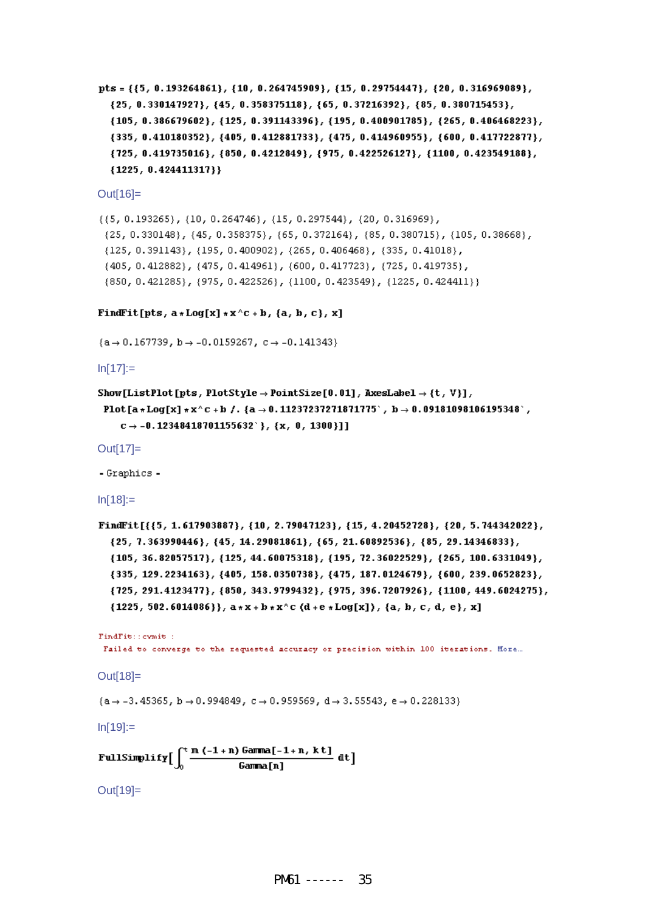```
pts = {{5, 0.193264861}, {10, 0.264745909}, {15, 0.29754447}, {20, 0.316969089},
  {25, 0.330147927}, {45, 0.358375118}, {65, 0.37216392}, {85, 0.380715453},
  {105, 0.386679602}, {125, 0.391143396}, {195, 0.400901785}, {265, 0.406468223},
  {335, 0.410180352}, {405, 0.412881733}, {475, 0.414960955}, {600, 0.417722877},
  {725, 0.419735016}, {850, 0.4212849}, {975, 0.422526127}, {1100, 0.423549188},
  {1225, 0.424411317}}
```

Out[16]=

```
{{5, 0.193265}, {10, 0.264746}, {15, 0.297544}, {20, 0.316969},
 {25, 0.330148}, {45, 0.358375}, {65, 0.372164}, {85, 0.380715}, {105, 0.38668},
 {125, 0.391143}, {195, 0.400902}, {265, 0.406468}, {335, 0.41018},
 {405, 0.412882}, {475, 0.414961}, {600, 0.417723}, {725, 0.419735},
 {850, 0.421285}, {975, 0.422526}, {1100, 0.423549}, {1225, 0.424411}}
```

```
FindFit[pts, a*Log[x]*x^c + b, {a, b, c}, x]
```

```
{a → 0.167739, b → -0.0159267, c → -0.141343}
```

In[17]:=

```
Show[ListPlot[pts, PlotStyle → PointSize[0.01], AxesLabel → {t, V}],
 Plot[a*Log[x]*x^c + b /. {a → 0.11237237271871775`, b → 0.09181098106195348`,
    c → -0.12348418701155632`}, {x, 0, 1300}]]
```

Out[17]=

```
- Graphics -
```

In[18]:=

```
FindFit[{{5, 1.617903887}, {10, 2.79047123}, {15, 4.20452728}, {20, 5.744342022},
  {25, 7.363990446}, {45, 14.29081861}, {65, 21.60892536}, {85, 29.14346833},
  {105, 36.82057517}, {125, 44.60075318}, {195, 72.36022529}, {265, 100.6331049},
  {335, 129.2234163}, {405, 158.0350738}, {475, 187.0124679}, {600, 239.0652823},
  {725, 291.4123477}, {850, 343.9799432}, {975, 396.7207926}, {1100, 449.6024275},
  {1225, 502.6014086}}, a*x + b*x^c (d + e*Log[x]), {a, b, c, d, e}, x]
```

```
FindFit::cvmit :
 Failed to converge to the requested accuracy or precision within 100 iterations. More…
```

Out[18]=

```
{a → -3.45365, b → 0.994849, c → 0.959569, d → 3.55543, e → 0.228133}
```

In[19]:=

```
FullSimplify[∫_0^τ (m (-1 + n) Gamma[-1 + n, k t]) / Gamma[n] dt]
```

Out[19]=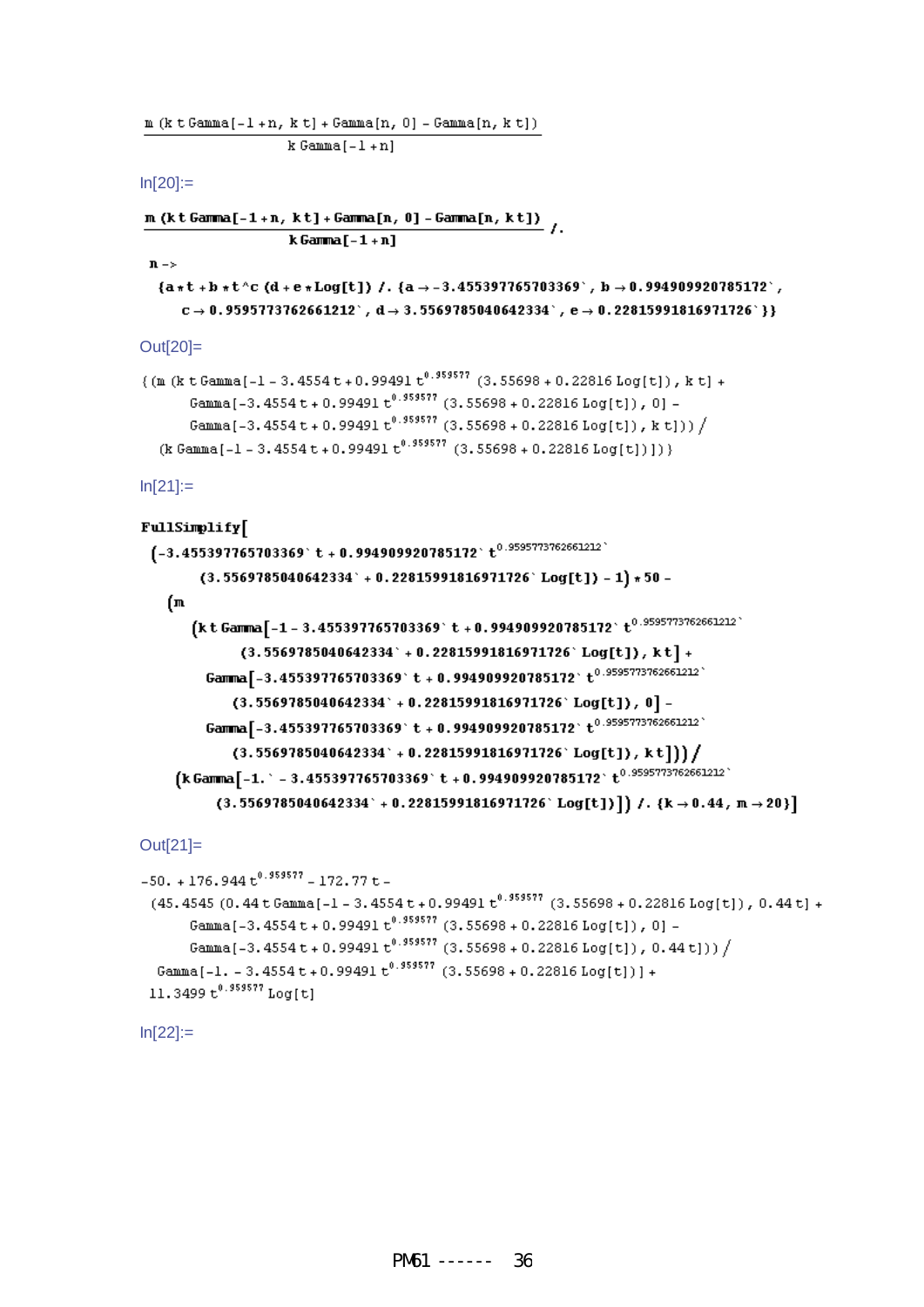$$\frac{m\,(k\,t\,\text{Gamma}[-1+n,\,k\,t]+\text{Gamma}[n,\,0]-\text{Gamma}[n,\,k\,t])}{k\,\text{Gamma}[-1+n]}$$

In[20]:=

```
m (k t Gamma[-1 + n, k t] + Gamma[n, 0] - Gamma[n, k t]) / (k Gamma[-1 + n]) /.
 n ->
  {a*t + b*t^c (d + e*Log[t]) /. {a -> -3.4553977657703369`, b -> 0.994909920785172`,
     c -> 0.9595773762661212`, d -> 3.5569785040642334`, e -> 0.228159918169717 26`}}
```

Out[20]=

```
{(m (k t Gamma[-1 - 3.4554 t + 0.99491 t^0.959577 (3.55698 + 0.22816 Log[t]), k t] +
      Gamma[-3.4554 t + 0.99491 t^0.959577 (3.55698 + 0.22816 Log[t]), 0] -
      Gamma[-3.4554 t + 0.99491 t^0.959577 (3.55698 + 0.22816 Log[t]), k t])) /
  (k Gamma[-1 - 3.4554 t + 0.99491 t^0.959577 (3.55698 + 0.22816 Log[t])])}
```

In[21]:=

```
FullSimplify[
 (-3.4553977657703369` t + 0.994909920785172` t^0.9595773762661212`
      (3.5569785040642334` + 0.228159918169717 26` Log[t]) - 1) * 50 -
   (m
      (k t Gamma[-1 - 3.4553977657703369` t + 0.994909920785172` t^0.9595773762661212`
           (3.5569785040642334` + 0.228159918169717 26` Log[t]), k t] +
        Gamma[-3.4553977657703369` t + 0.994909920785172` t^0.9595773762661212`
           (3.5569785040642334` + 0.228159918169717 26` Log[t]), 0] -
        Gamma[-3.4553977657703369` t + 0.994909920785172` t^0.9595773762661212`
           (3.5569785040642334` + 0.228159918169717 26` Log[t]), k t])) /
    (k Gamma[-1.` - 3.4553977657703369` t + 0.994909920785172` t^0.9595773762661212`
          (3.5569785040642334` + 0.228159918169717 26` Log[t])]) /. {k -> 0.44, m -> 20}]
```

Out[21]=

```
-50. + 176.944 t^0.959577 - 172.77 t -
 (45.4545 (0.44 t Gamma[-1 - 3.4554 t + 0.99491 t^0.959577 (3.55698 + 0.22816 Log[t]), 0.44 t] +
      Gamma[-3.4554 t + 0.99491 t^0.959577 (3.55698 + 0.22816 Log[t]), 0] -
      Gamma[-3.4554 t + 0.99491 t^0.959577 (3.55698 + 0.22816 Log[t]), 0.44 t])) /
  Gamma[-1. - 3.4554 t + 0.99491 t^0.959577 (3.55698 + 0.22816 Log[t])] +
 11.3499 t^0.959577 Log[t]
```

In[22]:=

PM61 ------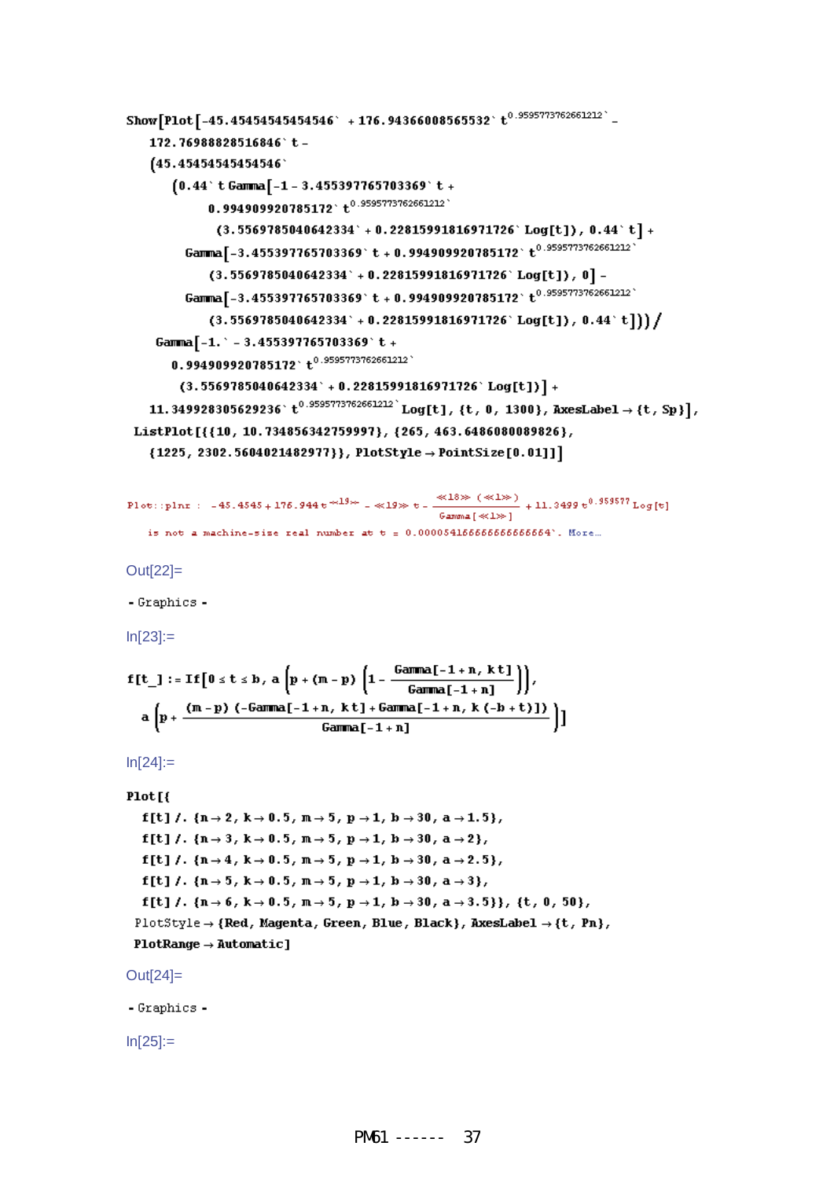```
Show[Plot[-45.45454545454546` + 176.94366008565532` t^0.9595773762661212` -
    172.76988828516846` t -
    (45.45454545454546`
        (0.44` t Gamma[-1 - 3.455397765703369` t +
            0.994909920785172` t^0.9595773762661212`
              (3.5569785040642334` + 0.22815991816971726` Log[t]), 0.44` t] +
          Gamma[-3.455397765703369` t + 0.994909920785172` t^0.9595773762661212`
              (3.5569785040642334` + 0.22815991816971726` Log[t]), 0] -
          Gamma[-3.455397765703369` t + 0.994909920785172` t^0.9595773762661212`
              (3.5569785040642334` + 0.22815991816971726` Log[t]), 0.44` t])) /
      Gamma[-1.` - 3.455397765703369` t +
          0.994909920785172` t^0.9595773762661212`
            (3.5569785040642334` + 0.22815991816971726` Log[t])] +
    11.349928305629236` t^0.9595773762661212` Log[t], {t, 0, 1300}, AxesLabel → {t, Sp}],
  ListPlot[{{10, 10.734856342759997}, {265, 463.6486080089826},
    {1225, 2302.5604021482977}}, PlotStyle → PointSize[0.01]]]
```

```
Plot::plnr : -45.4545 + 176.944 t^≪19≫ - ≪19≫ t - ≪18≫ (≪1≫)/Gamma[≪1≫] + 11.3499 t^0.959577 Log[t]
   is not a machine-size real number at t = 0.000054166666666666664`. More…
```

Out[22]=

```
- Graphics -
```

In[23]:=

```
f[t_] := If[0 ≤ t ≤ b, a (p + (m - p) (1 - Gamma[-1 + n, k t]/Gamma[-1 + n])),
   a (p + ((m - p) (-Gamma[-1 + n, k t] + Gamma[-1 + n, k (-b + t)]))/Gamma[-1 + n])]
```

In[24]:=

```
Plot[{
   f[t] /. {n → 2, k → 0.5, m → 5, p → 1, b → 30, a → 1.5},
   f[t] /. {n → 3, k → 0.5, m → 5, p → 1, b → 30, a → 2},
   f[t] /. {n → 4, k → 0.5, m → 5, p → 1, b → 30, a → 2.5},
   f[t] /. {n → 5, k → 0.5, m → 5, p → 1, b → 30, a → 3},
   f[t] /. {n → 6, k → 0.5, m → 5, p → 1, b → 30, a → 3.5}}, {t, 0, 50},
  PlotStyle → {Red, Magenta, Green, Blue, Black}, AxesLabel → {t, Pn},
  PlotRange → Automatic]
```

Out[24]=

```
- Graphics -
```

In[25]:=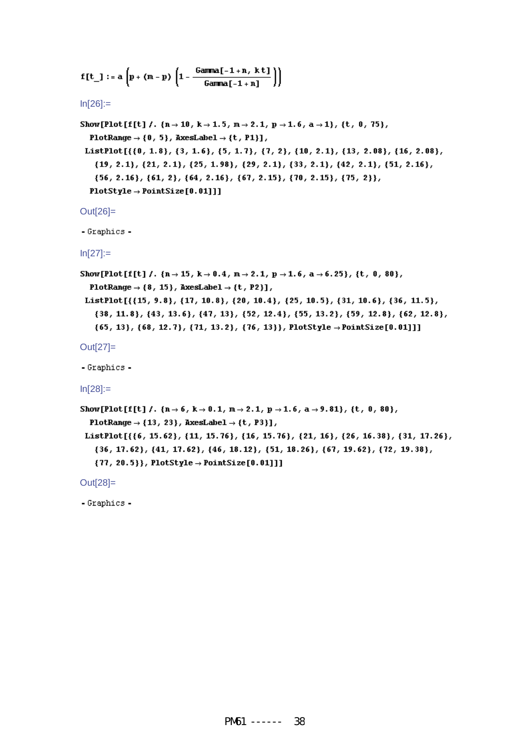```
f[t_] := a (p + (m - p) (1 - Gamma[-1 + n, k t] / Gamma[-1 + n]))
```

In[26]:=

```
Show[Plot[f[t] /. {n → 10, k → 1.5, m → 2.1, p → 1.6, a → 1}, {t, 0, 75},
  PlotRange → {0, 5}, AxesLabel → {t, P1}],
 ListPlot[{{0, 1.8}, {3, 1.6}, {5, 1.7}, {7, 2}, {10, 2.1}, {13, 2.08}, {16, 2.08},
   {19, 2.1}, {21, 2.1}, {25, 1.98}, {29, 2.1}, {33, 2.1}, {42, 2.1}, {51, 2.16},
   {56, 2.16}, {61, 2}, {64, 2.16}, {67, 2.15}, {70, 2.15}, {75, 2}},
  PlotStyle → PointSize[0.01]]]
```

Out[26]=

```
- Graphics -
```

In[27]:=

```
Show[Plot[f[t] /. {n → 15, k → 0.4, m → 2.1, p → 1.6, a → 6.25}, {t, 0, 80},
  PlotRange → {8, 15}, AxesLabel → {t, P2}],
 ListPlot[{{15, 9.8}, {17, 10.8}, {20, 10.4}, {25, 10.5}, {31, 10.6}, {36, 11.5},
   {38, 11.8}, {43, 13.6}, {47, 13}, {52, 12.4}, {55, 13.2}, {59, 12.8}, {62, 12.8},
   {65, 13}, {68, 12.7}, {71, 13.2}, {76, 13}}, PlotStyle → PointSize[0.01]]]
```

Out[27]=

```
- Graphics -
```

In[28]:=

```
Show[Plot[f[t] /. {n → 6, k → 0.1, m → 2.1, p → 1.6, a → 9.81}, {t, 0, 80},
  PlotRange → {13, 23}, AxesLabel → {t, P3}],
 ListPlot[{{6, 15.62}, {11, 15.76}, {16, 15.76}, {21, 16}, {26, 16.38}, {31, 17.26},
   {36, 17.62}, {41, 17.62}, {46, 18.12}, {51, 18.26}, {67, 19.62}, {72, 19.38},
   {77, 20.5}}, PlotStyle → PointSize[0.01]]]
```

Out[28]=

```
- Graphics -
```